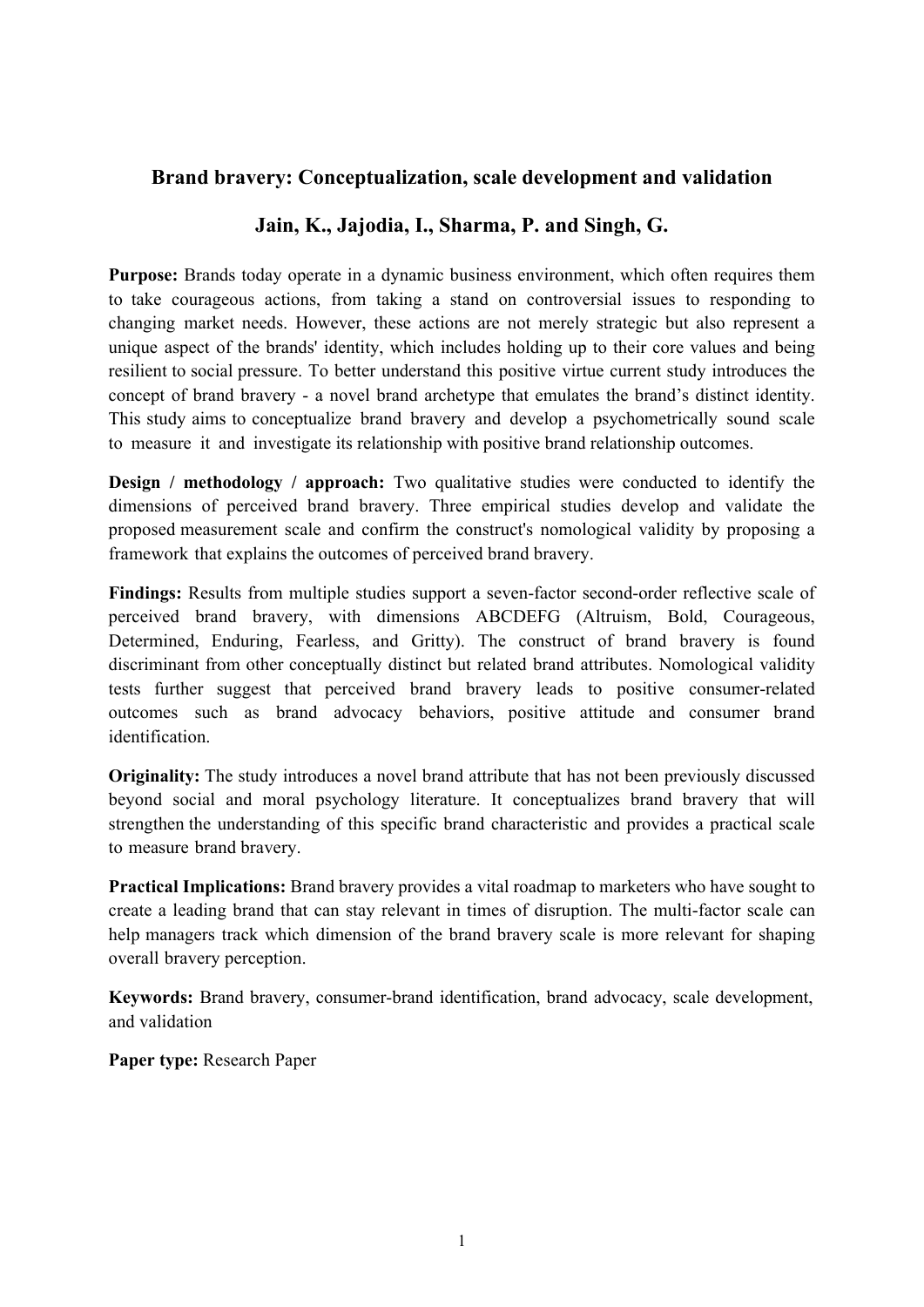# Brand bravery: Conceptualization, scale development and validation

## Jain, K., Jajodia, I., Sharma, P. and Singh, G.

**Purpose:** Brands today operate in a dynamic business environment, which often requires them to take courageous actions, from taking a stand on controversial issues to responding to changing market needs. However, these actions are not merely strategic but also represent a unique aspect of the brands' identity, which includes holding up to their core values and being resilient to social pressure. To better understand this positive virtue current study introduces the concept of brand bravery - a novel brand archetype that emulates the brand's distinct identity. This study aims to conceptualize brand bravery and develop a psychometrically sound scale to measure it and investigate its relationship with positive brand relationship outcomes.

**Design / methodology / approach:** Two qualitative studies were conducted to identify the dimensions of perceived brand bravery. Three empirical studies develop and validate the proposed measurement scale and confirm the construct's nomological validity by proposing a framework that explains the outcomes of perceived brand bravery.

**Findings:** Results from multiple studies support a seven-factor second-order reflective scale of perceived brand bravery, with dimensions ABCDEFG (Altruism, Bold, Courageous, Determined, Enduring, Fearless, and Gritty). The construct of brand bravery is found discriminant from other conceptually distinct but related brand attributes. Nomological validity tests further suggest that perceived brand bravery leads to positive consumer-related outcomes such as brand advocacy behaviors, positive attitude and consumer brand identification.

**Originality:** The study introduces a novel brand attribute that has not been previously discussed beyond social and moral psychology literature. It conceptualizes brand bravery that will strengthen the understanding of this specific brand characteristic and provides a practical scale to measure brand bravery.

**Practical Implications:** Brand bravery provides a vital roadmap to marketers who have sought to create a leading brand that can stay relevant in times of disruption. The multi-factor scale can help managers track which dimension of the brand bravery scale is more relevant for shaping overall bravery perception.

**Keywords:** Brand bravery, consumer-brand identification, brand advocacy, scale development, and validation

**Paper type:** Research Paper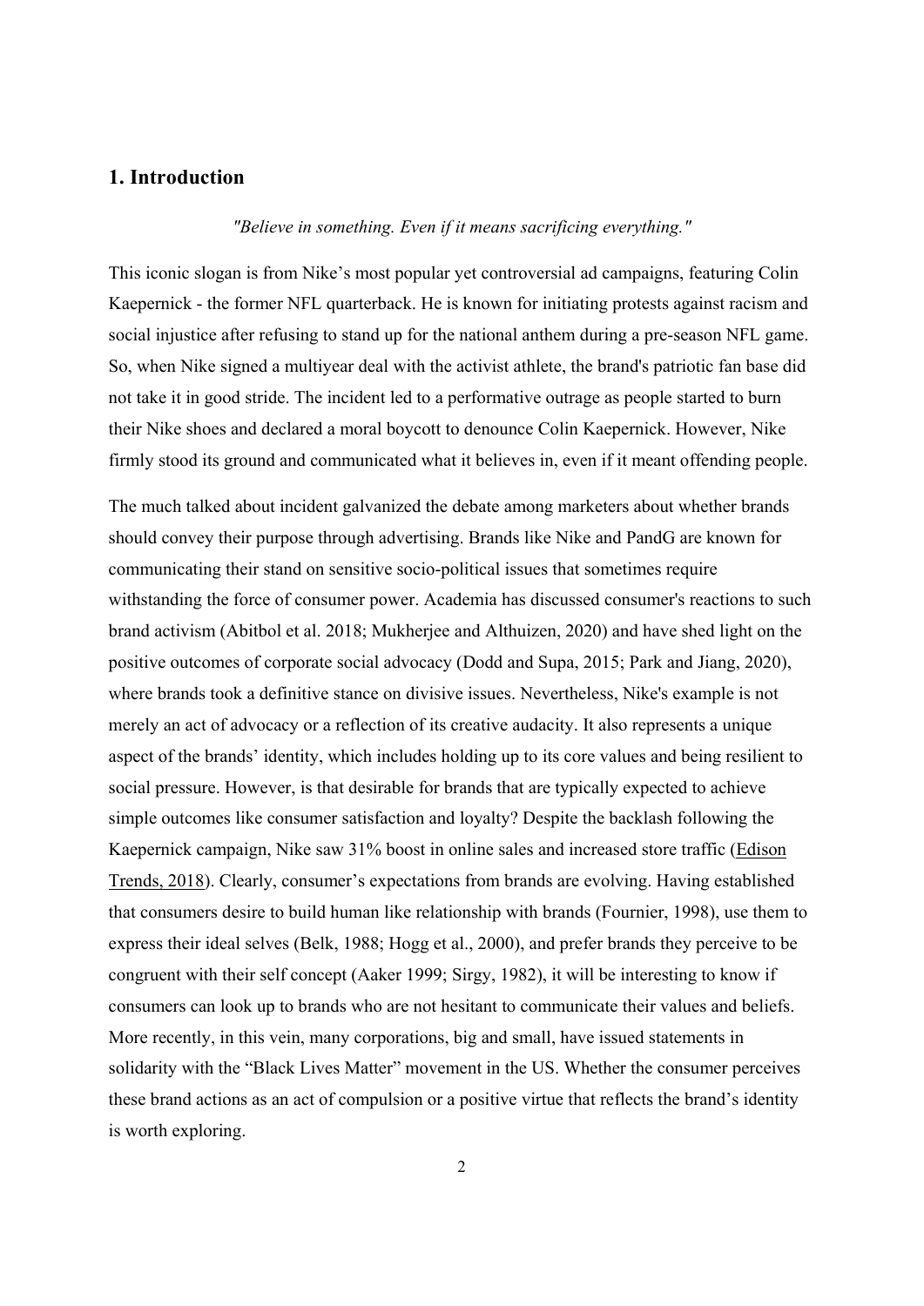## 1. Introduction

*"Believe in something. Even if it means sacrificing everything."*

This iconic slogan is from Nike's most popular yet controversial ad campaigns, featuring Colin Kaepernick - the former NFL quarterback. He is known for initiating protests against racism and social injustice after refusing to stand up for the national anthem during a pre-season NFL game. So, when Nike signed a multiyear deal with the activist athlete, the brand's patriotic fan base did not take it in good stride. The incident led to a performative outrage as people started to burn their Nike shoes and declared a moral boycott to denounce Colin Kaepernick. However, Nike firmly stood its ground and communicated what it believes in, even if it meant offending people.

The much talked about incident galvanized the debate among marketers about whether brands should convey their purpose through advertising. Brands like Nike and PandG are known for communicating their stand on sensitive socio-political issues that sometimes require withstanding the force of consumer power. Academia has discussed consumer's reactions to such brand activism (Abitbol et al. 2018; Mukherjee and Althuizen, 2020) and have shed light on the positive outcomes of corporate social advocacy (Dodd and Supa, 2015; Park and Jiang, 2020), where brands took a definitive stance on divisive issues. Nevertheless, Nike's example is not merely an act of advocacy or a reflection of its creative audacity. It also represents a unique aspect of the brands' identity, which includes holding up to its core values and being resilient to social pressure. However, is that desirable for brands that are typically expected to achieve simple outcomes like consumer satisfaction and loyalty? Despite the backlash following the Kaepernick campaign, Nike saw 31% boost in online sales and increased store traffic (Edison Trends, 2018). Clearly, consumer's expectations from brands are evolving. Having established that consumers desire to build human like relationship with brands (Fournier, 1998), use them to express their ideal selves (Belk, 1988; Hogg et al., 2000), and prefer brands they perceive to be congruent with their self concept (Aaker 1999; Sirgy, 1982), it will be interesting to know if consumers can look up to brands who are not hesitant to communicate their values and beliefs. More recently, in this vein, many corporations, big and small, have issued statements in solidarity with the "Black Lives Matter" movement in the US. Whether the consumer perceives these brand actions as an act of compulsion or a positive virtue that reflects the brand's identity is worth exploring.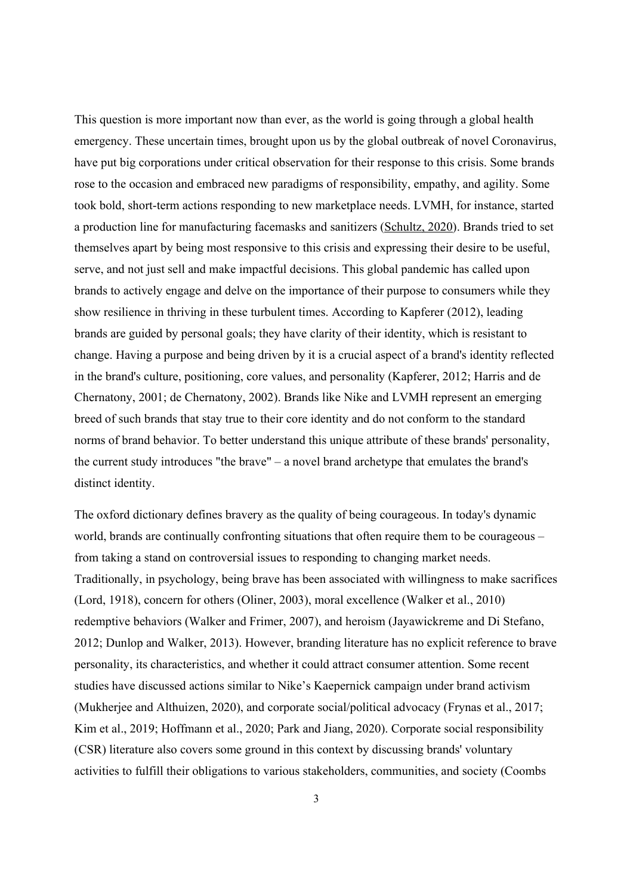This question is more important now than ever, as the world is going through a global health emergency. These uncertain times, brought upon us by the global outbreak of novel Coronavirus, have put big corporations under critical observation for their response to this crisis. Some brands rose to the occasion and embraced new paradigms of responsibility, empathy, and agility. Some took bold, short-term actions responding to new marketplace needs. LVMH, for instance, started a production line for manufacturing facemasks and sanitizers (Schultz, 2020). Brands tried to set themselves apart by being most responsive to this crisis and expressing their desire to be useful, serve, and not just sell and make impactful decisions. This global pandemic has called upon brands to actively engage and delve on the importance of their purpose to consumers while they show resilience in thriving in these turbulent times. According to Kapferer (2012), leading brands are guided by personal goals; they have clarity of their identity, which is resistant to change. Having a purpose and being driven by it is a crucial aspect of a brand's identity reflected in the brand's culture, positioning, core values, and personality (Kapferer, 2012; Harris and de Chernatony, 2001; de Chernatony, 2002). Brands like Nike and LVMH represent an emerging breed of such brands that stay true to their core identity and do not conform to the standard norms of brand behavior. To better understand this unique attribute of these brands' personality, the current study introduces "the brave" – a novel brand archetype that emulates the brand's distinct identity.

The oxford dictionary defines bravery as the quality of being courageous. In today's dynamic world, brands are continually confronting situations that often require them to be courageous – from taking a stand on controversial issues to responding to changing market needs. Traditionally, in psychology, being brave has been associated with willingness to make sacrifices (Lord, 1918), concern for others (Oliner, 2003), moral excellence (Walker et al., 2010) redemptive behaviors (Walker and Frimer, 2007), and heroism (Jayawickreme and Di Stefano, 2012; Dunlop and Walker, 2013). However, branding literature has no explicit reference to brave personality, its characteristics, and whether it could attract consumer attention. Some recent studies have discussed actions similar to Nike's Kaepernick campaign under brand activism (Mukherjee and Althuizen, 2020), and corporate social/political advocacy (Frynas et al., 2017; Kim et al., 2019; Hoffmann et al., 2020; Park and Jiang, 2020). Corporate social responsibility (CSR) literature also covers some ground in this context by discussing brands' voluntary activities to fulfill their obligations to various stakeholders, communities, and society (Coombs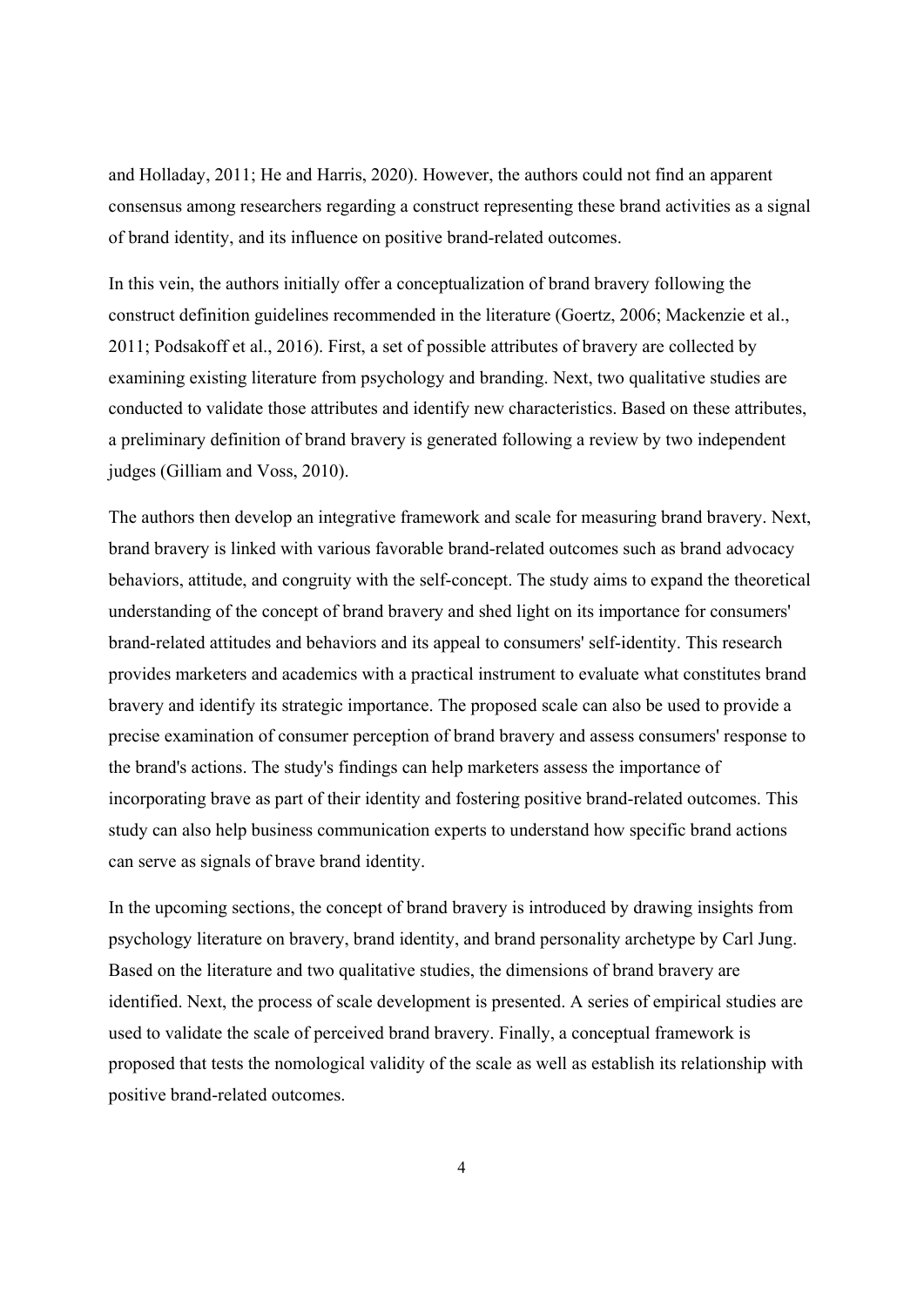and Holladay, 2011; He and Harris, 2020). However, the authors could not find an apparent consensus among researchers regarding a construct representing these brand activities as a signal of brand identity, and its influence on positive brand-related outcomes.

In this vein, the authors initially offer a conceptualization of brand bravery following the construct definition guidelines recommended in the literature (Goertz, 2006; Mackenzie et al., 2011; Podsakoff et al., 2016). First, a set of possible attributes of bravery are collected by examining existing literature from psychology and branding. Next, two qualitative studies are conducted to validate those attributes and identify new characteristics. Based on these attributes, a preliminary definition of brand bravery is generated following a review by two independent judges (Gilliam and Voss, 2010).

The authors then develop an integrative framework and scale for measuring brand bravery. Next, brand bravery is linked with various favorable brand-related outcomes such as brand advocacy behaviors, attitude, and congruity with the self-concept. The study aims to expand the theoretical understanding of the concept of brand bravery and shed light on its importance for consumers' brand-related attitudes and behaviors and its appeal to consumers' self-identity. This research provides marketers and academics with a practical instrument to evaluate what constitutes brand bravery and identify its strategic importance. The proposed scale can also be used to provide a precise examination of consumer perception of brand bravery and assess consumers' response to the brand's actions. The study's findings can help marketers assess the importance of incorporating brave as part of their identity and fostering positive brand-related outcomes. This study can also help business communication experts to understand how specific brand actions can serve as signals of brave brand identity.

In the upcoming sections, the concept of brand bravery is introduced by drawing insights from psychology literature on bravery, brand identity, and brand personality archetype by Carl Jung. Based on the literature and two qualitative studies, the dimensions of brand bravery are identified. Next, the process of scale development is presented. A series of empirical studies are used to validate the scale of perceived brand bravery. Finally, a conceptual framework is proposed that tests the nomological validity of the scale as well as establish its relationship with positive brand-related outcomes.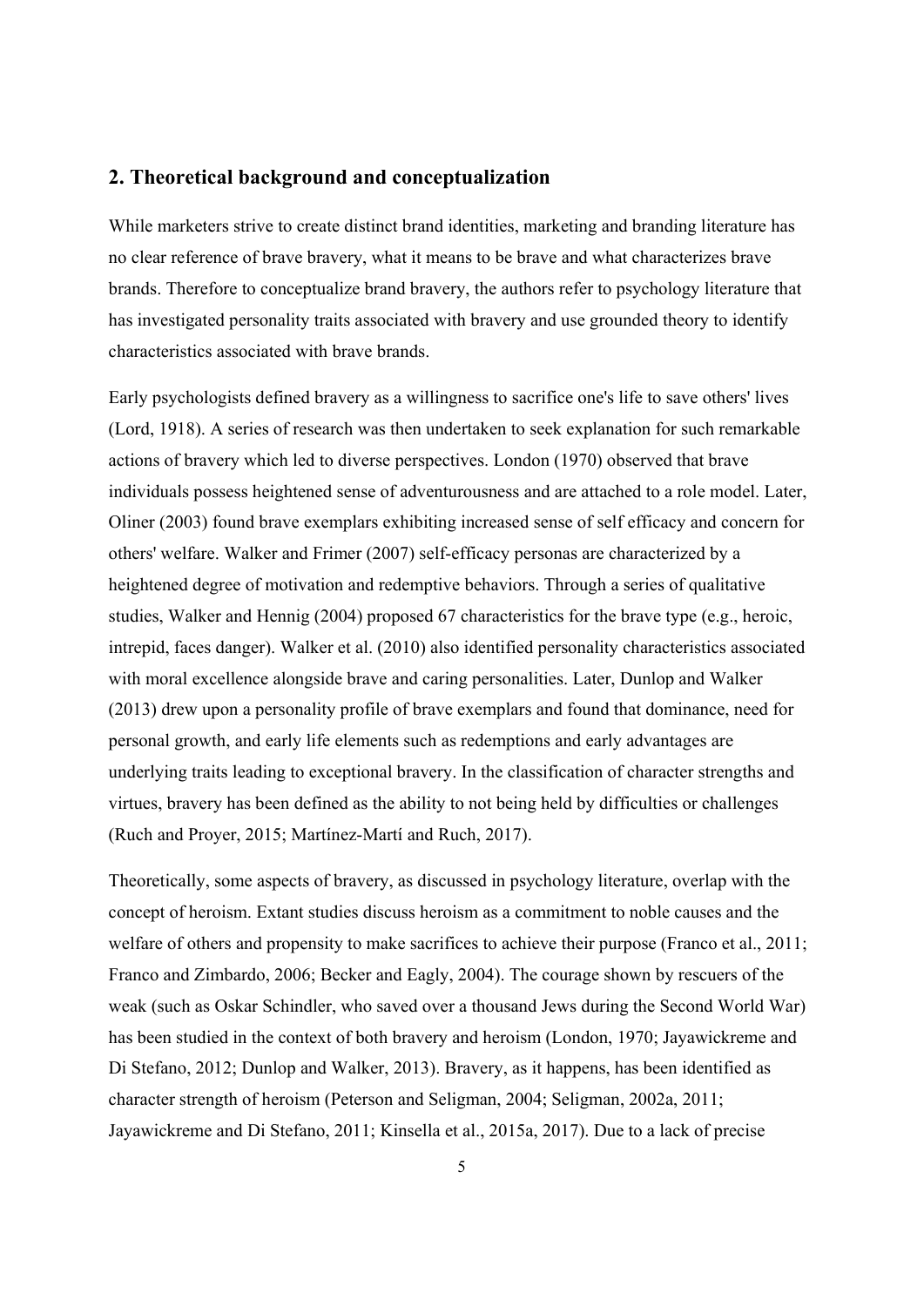## 2. Theoretical background and conceptualization

While marketers strive to create distinct brand identities, marketing and branding literature has no clear reference of brave bravery, what it means to be brave and what characterizes brave brands. Therefore to conceptualize brand bravery, the authors refer to psychology literature that has investigated personality traits associated with bravery and use grounded theory to identify characteristics associated with brave brands.

Early psychologists defined bravery as a willingness to sacrifice one's life to save others' lives (Lord, 1918). A series of research was then undertaken to seek explanation for such remarkable actions of bravery which led to diverse perspectives. London (1970) observed that brave individuals possess heightened sense of adventurousness and are attached to a role model. Later, Oliner (2003) found brave exemplars exhibiting increased sense of self efficacy and concern for others' welfare. Walker and Frimer (2007) self-efficacy personas are characterized by a heightened degree of motivation and redemptive behaviors. Through a series of qualitative studies, Walker and Hennig (2004) proposed 67 characteristics for the brave type (e.g., heroic, intrepid, faces danger). Walker et al. (2010) also identified personality characteristics associated with moral excellence alongside brave and caring personalities. Later, Dunlop and Walker (2013) drew upon a personality profile of brave exemplars and found that dominance, need for personal growth, and early life elements such as redemptions and early advantages are underlying traits leading to exceptional bravery. In the classification of character strengths and virtues, bravery has been defined as the ability to not being held by difficulties or challenges (Ruch and Proyer, 2015; Martínez-Martí and Ruch, 2017).

Theoretically, some aspects of bravery, as discussed in psychology literature, overlap with the concept of heroism. Extant studies discuss heroism as a commitment to noble causes and the welfare of others and propensity to make sacrifices to achieve their purpose (Franco et al., 2011; Franco and Zimbardo, 2006; Becker and Eagly, 2004). The courage shown by rescuers of the weak (such as Oskar Schindler, who saved over a thousand Jews during the Second World War) has been studied in the context of both bravery and heroism (London, 1970; Jayawickreme and Di Stefano, 2012; Dunlop and Walker, 2013). Bravery, as it happens, has been identified as character strength of heroism (Peterson and Seligman, 2004; Seligman, 2002a, 2011; Jayawickreme and Di Stefano, 2011; Kinsella et al., 2015a, 2017). Due to a lack of precise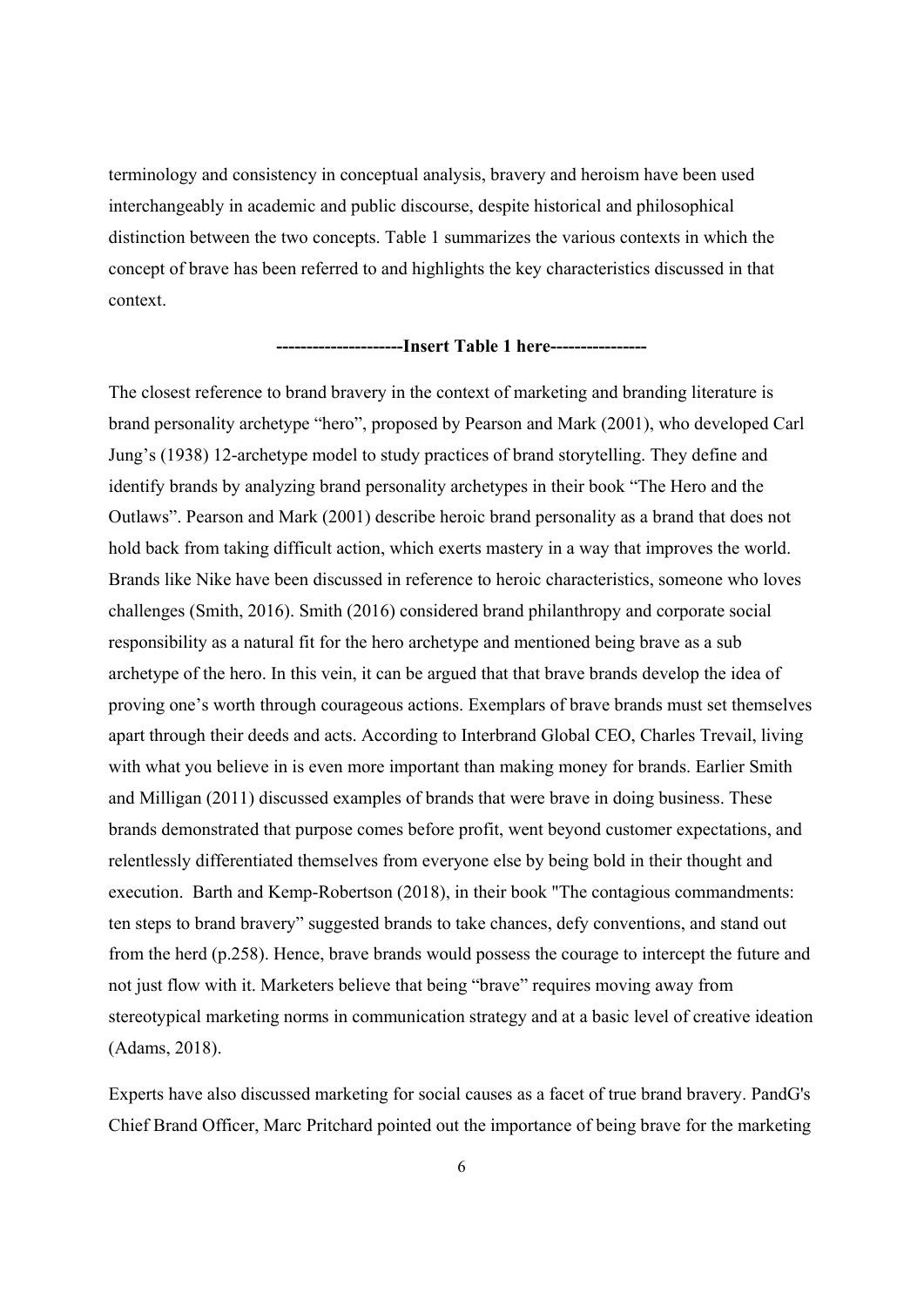terminology and consistency in conceptual analysis, bravery and heroism have been used interchangeably in academic and public discourse, despite historical and philosophical distinction between the two concepts. Table 1 summarizes the various contexts in which the concept of brave has been referred to and highlights the key characteristics discussed in that context.

**---------------------Insert Table 1 here----------------**

The closest reference to brand bravery in the context of marketing and branding literature is brand personality archetype "hero", proposed by Pearson and Mark (2001), who developed Carl Jung's (1938) 12-archetype model to study practices of brand storytelling. They define and identify brands by analyzing brand personality archetypes in their book "The Hero and the Outlaws". Pearson and Mark (2001) describe heroic brand personality as a brand that does not hold back from taking difficult action, which exerts mastery in a way that improves the world. Brands like Nike have been discussed in reference to heroic characteristics, someone who loves challenges (Smith, 2016). Smith (2016) considered brand philanthropy and corporate social responsibility as a natural fit for the hero archetype and mentioned being brave as a sub archetype of the hero. In this vein, it can be argued that that brave brands develop the idea of proving one's worth through courageous actions. Exemplars of brave brands must set themselves apart through their deeds and acts. According to Interbrand Global CEO, Charles Trevail, living with what you believe in is even more important than making money for brands. Earlier Smith and Milligan (2011) discussed examples of brands that were brave in doing business. These brands demonstrated that purpose comes before profit, went beyond customer expectations, and relentlessly differentiated themselves from everyone else by being bold in their thought and execution. Barth and Kemp-Robertson (2018), in their book "The contagious commandments: ten steps to brand bravery" suggested brands to take chances, defy conventions, and stand out from the herd (p.258). Hence, brave brands would possess the courage to intercept the future and not just flow with it. Marketers believe that being "brave" requires moving away from stereotypical marketing norms in communication strategy and at a basic level of creative ideation (Adams, 2018).

Experts have also discussed marketing for social causes as a facet of true brand bravery. PandG's Chief Brand Officer, Marc Pritchard pointed out the importance of being brave for the marketing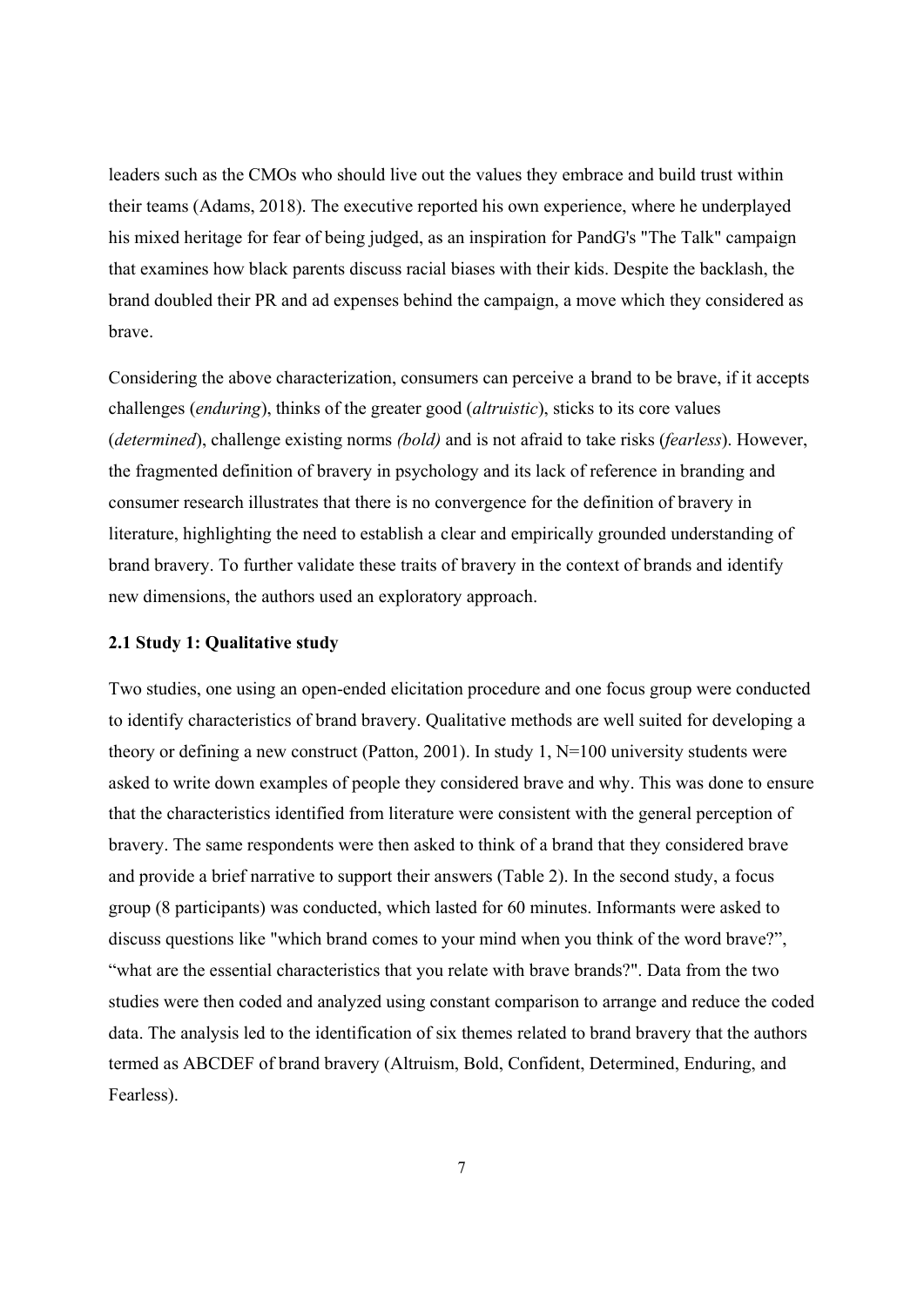leaders such as the CMOs who should live out the values they embrace and build trust within their teams (Adams, 2018). The executive reported his own experience, where he underplayed his mixed heritage for fear of being judged, as an inspiration for PandG's "The Talk" campaign that examines how black parents discuss racial biases with their kids. Despite the backlash, the brand doubled their PR and ad expenses behind the campaign, a move which they considered as brave.

Considering the above characterization, consumers can perceive a brand to be brave, if it accepts challenges (*enduring*), thinks of the greater good (*altruistic*), sticks to its core values (*determined*), challenge existing norms *(bold)* and is not afraid to take risks (*fearless*). However, the fragmented definition of bravery in psychology and its lack of reference in branding and consumer research illustrates that there is no convergence for the definition of bravery in literature, highlighting the need to establish a clear and empirically grounded understanding of brand bravery. To further validate these traits of bravery in the context of brands and identify new dimensions, the authors used an exploratory approach.

### 2.1 Study 1: Qualitative study

Two studies, one using an open-ended elicitation procedure and one focus group were conducted to identify characteristics of brand bravery. Qualitative methods are well suited for developing a theory or defining a new construct (Patton, 2001). In study 1, N=100 university students were asked to write down examples of people they considered brave and why. This was done to ensure that the characteristics identified from literature were consistent with the general perception of bravery. The same respondents were then asked to think of a brand that they considered brave and provide a brief narrative to support their answers (Table 2). In the second study, a focus group (8 participants) was conducted, which lasted for 60 minutes. Informants were asked to discuss questions like "which brand comes to your mind when you think of the word brave?", "what are the essential characteristics that you relate with brave brands?". Data from the two studies were then coded and analyzed using constant comparison to arrange and reduce the coded data. The analysis led to the identification of six themes related to brand bravery that the authors termed as ABCDEF of brand bravery (Altruism, Bold, Confident, Determined, Enduring, and Fearless).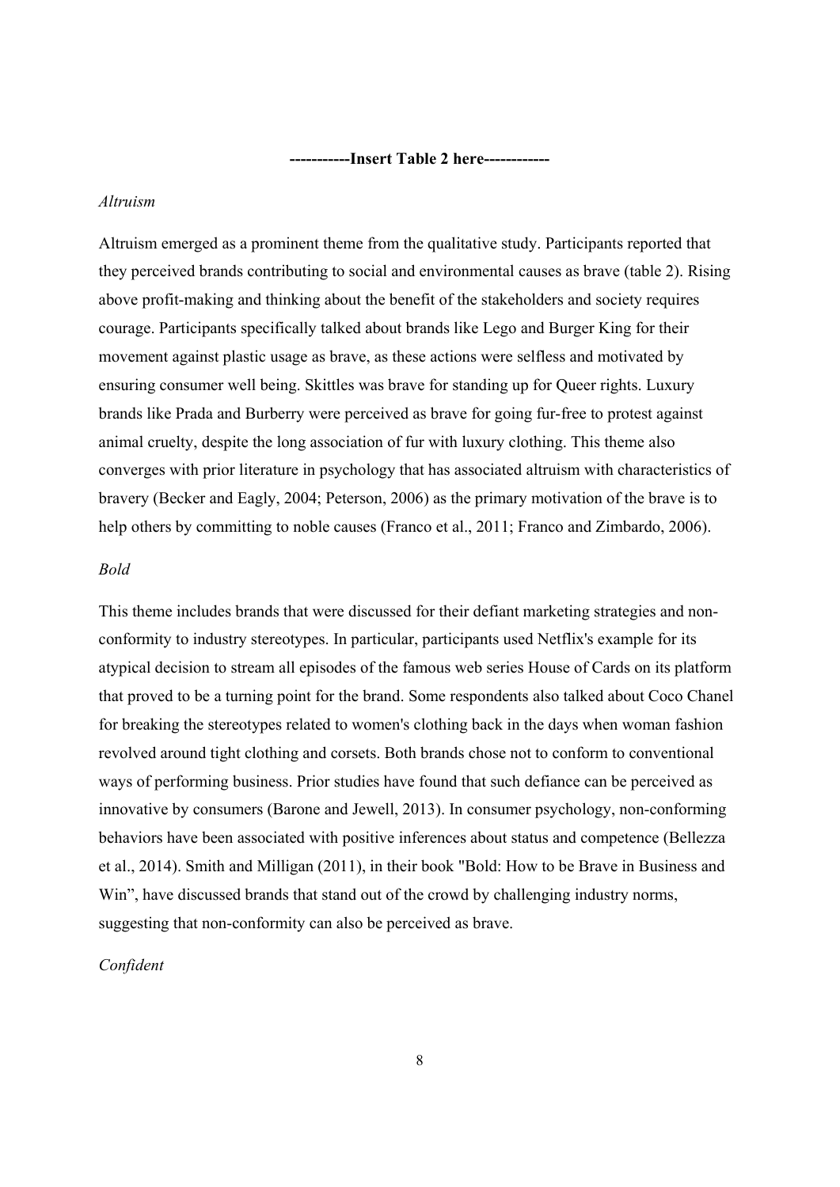**-----------Insert Table 2 here-----------**

*Altruism*

Altruism emerged as a prominent theme from the qualitative study. Participants reported that they perceived brands contributing to social and environmental causes as brave (table 2). Rising above profit-making and thinking about the benefit of the stakeholders and society requires courage. Participants specifically talked about brands like Lego and Burger King for their movement against plastic usage as brave, as these actions were selfless and motivated by ensuring consumer well being. Skittles was brave for standing up for Queer rights. Luxury brands like Prada and Burberry were perceived as brave for going fur-free to protest against animal cruelty, despite the long association of fur with luxury clothing. This theme also converges with prior literature in psychology that has associated altruism with characteristics of bravery (Becker and Eagly, 2004; Peterson, 2006) as the primary motivation of the brave is to help others by committing to noble causes (Franco et al., 2011; Franco and Zimbardo, 2006).

*Bold*

This theme includes brands that were discussed for their defiant marketing strategies and non-conformity to industry stereotypes. In particular, participants used Netflix's example for its atypical decision to stream all episodes of the famous web series House of Cards on its platform that proved to be a turning point for the brand. Some respondents also talked about Coco Chanel for breaking the stereotypes related to women's clothing back in the days when woman fashion revolved around tight clothing and corsets. Both brands chose not to conform to conventional ways of performing business. Prior studies have found that such defiance can be perceived as innovative by consumers (Barone and Jewell, 2013). In consumer psychology, non-conforming behaviors have been associated with positive inferences about status and competence (Bellezza et al., 2014). Smith and Milligan (2011), in their book "Bold: How to be Brave in Business and Win", have discussed brands that stand out of the crowd by challenging industry norms, suggesting that non-conformity can also be perceived as brave.

*Confident*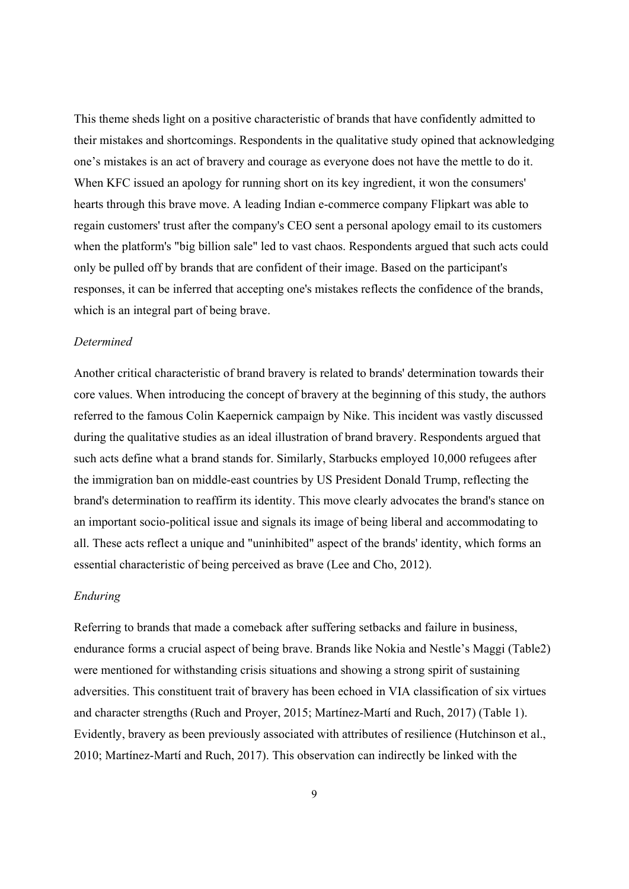This theme sheds light on a positive characteristic of brands that have confidently admitted to their mistakes and shortcomings. Respondents in the qualitative study opined that acknowledging one's mistakes is an act of bravery and courage as everyone does not have the mettle to do it. When KFC issued an apology for running short on its key ingredient, it won the consumers' hearts through this brave move. A leading Indian e-commerce company Flipkart was able to regain customers' trust after the company's CEO sent a personal apology email to its customers when the platform's "big billion sale" led to vast chaos. Respondents argued that such acts could only be pulled off by brands that are confident of their image. Based on the participant's responses, it can be inferred that accepting one's mistakes reflects the confidence of the brands, which is an integral part of being brave.

*Determined*

Another critical characteristic of brand bravery is related to brands' determination towards their core values. When introducing the concept of bravery at the beginning of this study, the authors referred to the famous Colin Kaepernick campaign by Nike. This incident was vastly discussed during the qualitative studies as an ideal illustration of brand bravery. Respondents argued that such acts define what a brand stands for. Similarly, Starbucks employed 10,000 refugees after the immigration ban on middle-east countries by US President Donald Trump, reflecting the brand's determination to reaffirm its identity. This move clearly advocates the brand's stance on an important socio-political issue and signals its image of being liberal and accommodating to all. These acts reflect a unique and "uninhibited" aspect of the brands' identity, which forms an essential characteristic of being perceived as brave (Lee and Cho, 2012).

*Enduring*

Referring to brands that made a comeback after suffering setbacks and failure in business, endurance forms a crucial aspect of being brave. Brands like Nokia and Nestle's Maggi (Table2) were mentioned for withstanding crisis situations and showing a strong spirit of sustaining adversities. This constituent trait of bravery has been echoed in VIA classification of six virtues and character strengths (Ruch and Proyer, 2015; Martínez-Martí and Ruch, 2017) (Table 1). Evidently, bravery as been previously associated with attributes of resilience (Hutchinson et al., 2010; Martínez-Martí and Ruch, 2017). This observation can indirectly be linked with the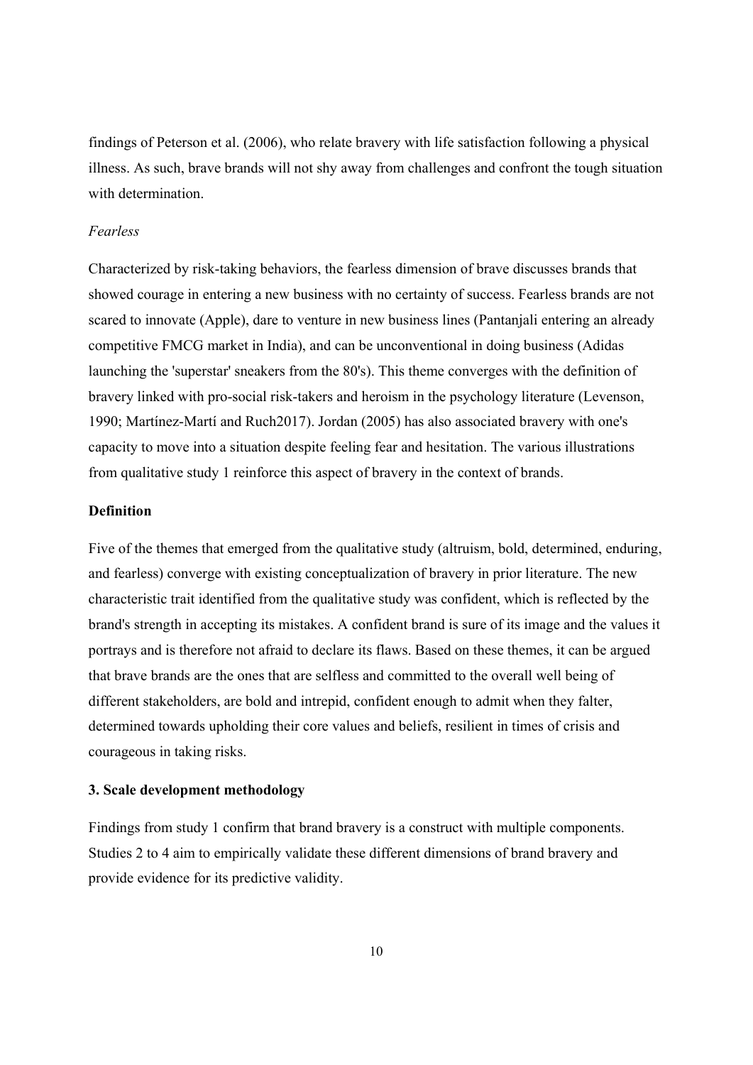findings of Peterson et al. (2006), who relate bravery with life satisfaction following a physical illness. As such, brave brands will not shy away from challenges and confront the tough situation with determination.

*Fearless*

Characterized by risk-taking behaviors, the fearless dimension of brave discusses brands that showed courage in entering a new business with no certainty of success. Fearless brands are not scared to innovate (Apple), dare to venture in new business lines (Pantanjali entering an already competitive FMCG market in India), and can be unconventional in doing business (Adidas launching the 'superstar' sneakers from the 80's). This theme converges with the definition of bravery linked with pro-social risk-takers and heroism in the psychology literature (Levenson, 1990; Martínez-Martí and Ruch2017). Jordan (2005) has also associated bravery with one's capacity to move into a situation despite feeling fear and hesitation. The various illustrations from qualitative study 1 reinforce this aspect of bravery in the context of brands.

**Definition**

Five of the themes that emerged from the qualitative study (altruism, bold, determined, enduring, and fearless) converge with existing conceptualization of bravery in prior literature. The new characteristic trait identified from the qualitative study was confident, which is reflected by the brand's strength in accepting its mistakes. A confident brand is sure of its image and the values it portrays and is therefore not afraid to declare its flaws. Based on these themes, it can be argued that brave brands are the ones that are selfless and committed to the overall well being of different stakeholders, are bold and intrepid, confident enough to admit when they falter, determined towards upholding their core values and beliefs, resilient in times of crisis and courageous in taking risks.

## 3. Scale development methodology

Findings from study 1 confirm that brand bravery is a construct with multiple components. Studies 2 to 4 aim to empirically validate these different dimensions of brand bravery and provide evidence for its predictive validity.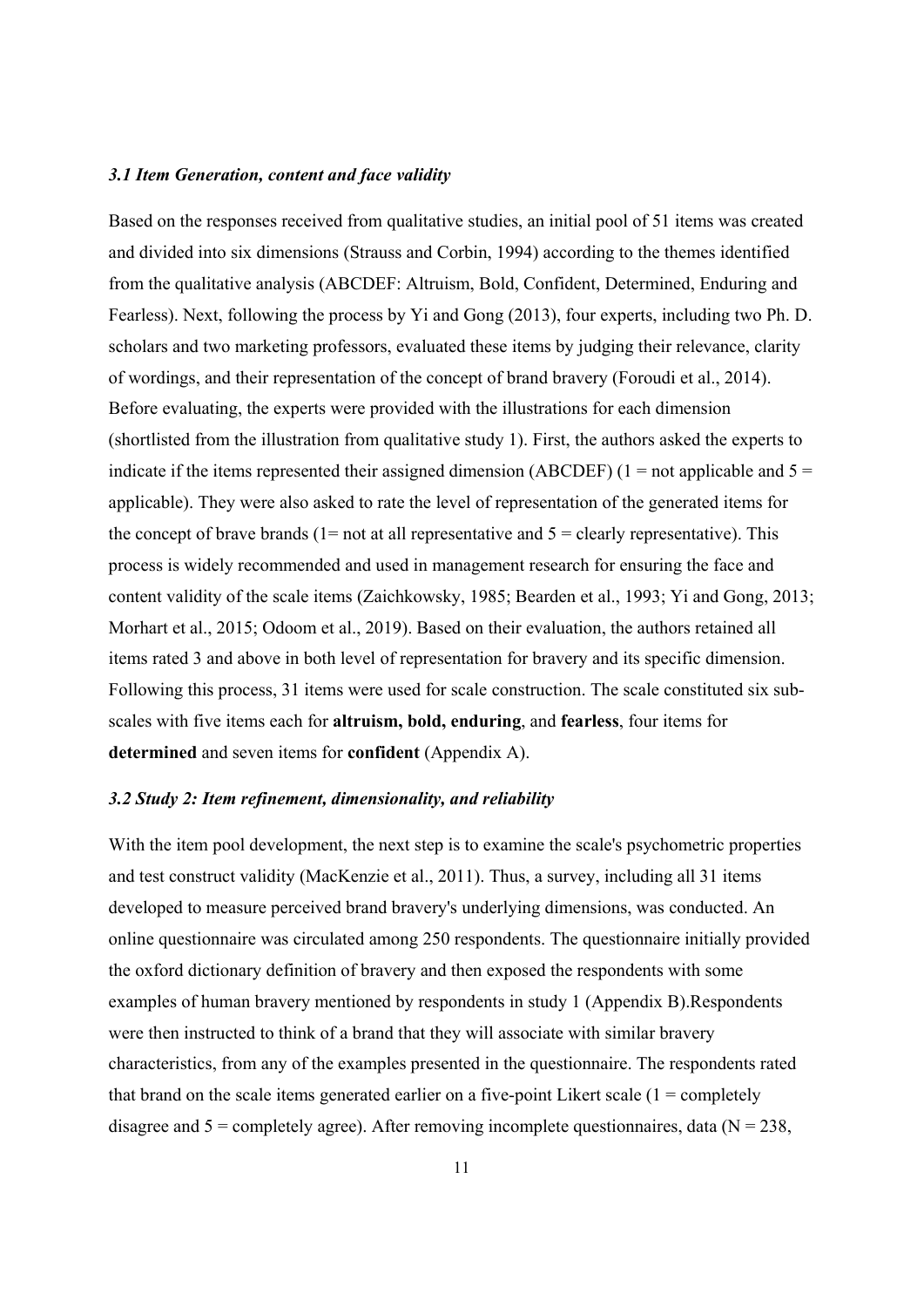### *3.1 Item Generation, content and face validity*

Based on the responses received from qualitative studies, an initial pool of 51 items was created and divided into six dimensions (Strauss and Corbin, 1994) according to the themes identified from the qualitative analysis (ABCDEF: Altruism, Bold, Confident, Determined, Enduring and Fearless). Next, following the process by Yi and Gong (2013), four experts, including two Ph. D. scholars and two marketing professors, evaluated these items by judging their relevance, clarity of wordings, and their representation of the concept of brand bravery (Foroudi et al., 2014). Before evaluating, the experts were provided with the illustrations for each dimension (shortlisted from the illustration from qualitative study 1). First, the authors asked the experts to indicate if the items represented their assigned dimension (ABCDEF) (1 = not applicable and 5 = applicable). They were also asked to rate the level of representation of the generated items for the concept of brave brands (1= not at all representative and 5 = clearly representative). This process is widely recommended and used in management research for ensuring the face and content validity of the scale items (Zaichkowsky, 1985; Bearden et al., 1993; Yi and Gong, 2013; Morhart et al., 2015; Odoom et al., 2019). Based on their evaluation, the authors retained all items rated 3 and above in both level of representation for bravery and its specific dimension. Following this process, 31 items were used for scale construction. The scale constituted six sub-scales with five items each for **altruism, bold, enduring**, and **fearless**, four items for **determined** and seven items for **confident** (Appendix A).

### *3.2 Study 2: Item refinement, dimensionality, and reliability*

With the item pool development, the next step is to examine the scale's psychometric properties and test construct validity (MacKenzie et al., 2011). Thus, a survey, including all 31 items developed to measure perceived brand bravery's underlying dimensions, was conducted. An online questionnaire was circulated among 250 respondents. The questionnaire initially provided the oxford dictionary definition of bravery and then exposed the respondents with some examples of human bravery mentioned by respondents in study 1 (Appendix B).Respondents were then instructed to think of a brand that they will associate with similar bravery characteristics, from any of the examples presented in the questionnaire. The respondents rated that brand on the scale items generated earlier on a five-point Likert scale (1 = completely disagree and 5 = completely agree). After removing incomplete questionnaires, data (N = 238,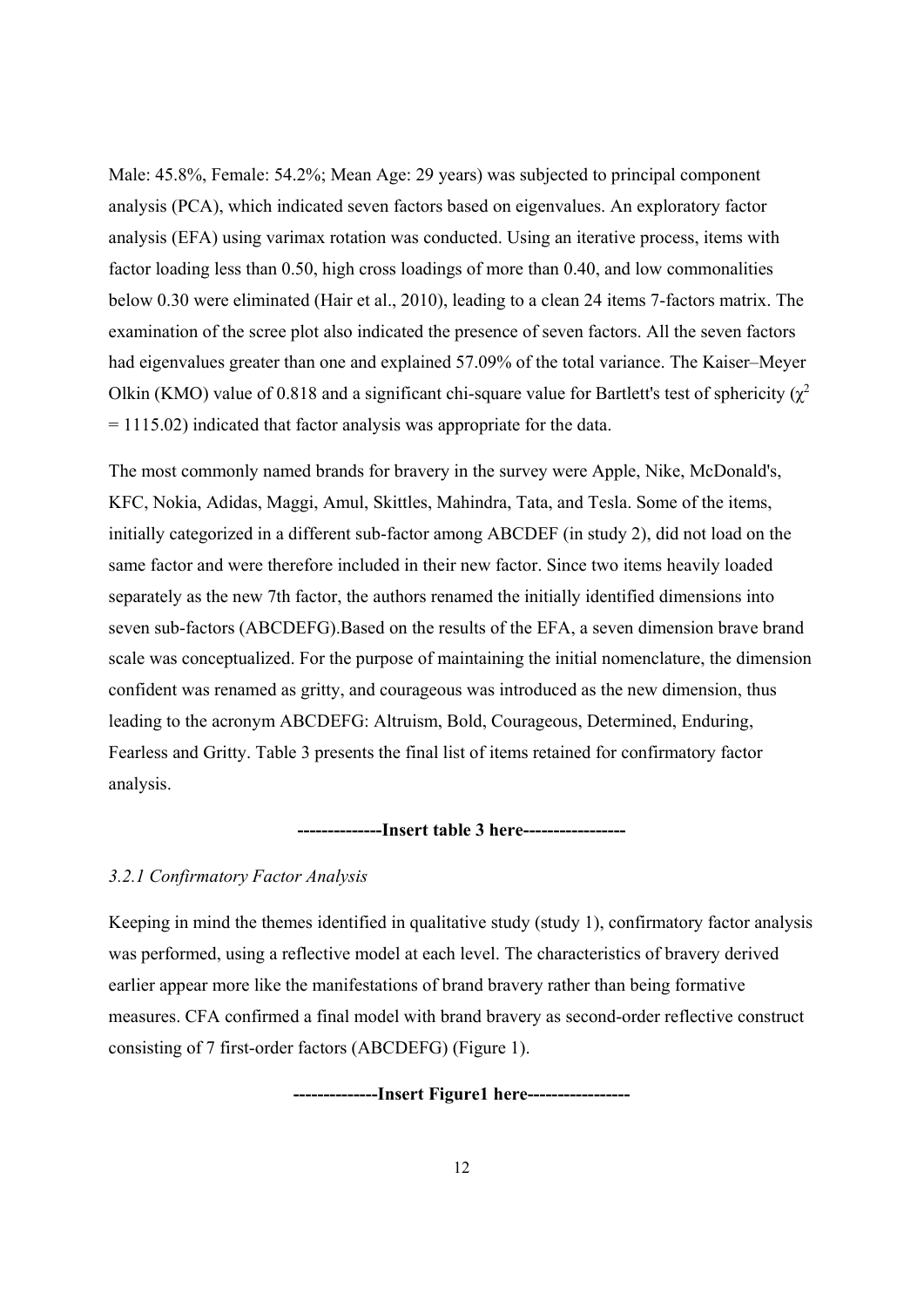Male: 45.8%, Female: 54.2%; Mean Age: 29 years) was subjected to principal component analysis (PCA), which indicated seven factors based on eigenvalues. An exploratory factor analysis (EFA) using varimax rotation was conducted. Using an iterative process, items with factor loading less than 0.50, high cross loadings of more than 0.40, and low commonalities below 0.30 were eliminated (Hair et al., 2010), leading to a clean 24 items 7-factors matrix. The examination of the scree plot also indicated the presence of seven factors. All the seven factors had eigenvalues greater than one and explained 57.09% of the total variance. The Kaiser–Meyer Olkin (KMO) value of 0.818 and a significant chi-square value for Bartlett's test of sphericity ($\chi^2 = 1115.02$) indicated that factor analysis was appropriate for the data.

The most commonly named brands for bravery in the survey were Apple, Nike, McDonald's, KFC, Nokia, Adidas, Maggi, Amul, Skittles, Mahindra, Tata, and Tesla. Some of the items, initially categorized in a different sub-factor among ABCDEF (in study 2), did not load on the same factor and were therefore included in their new factor. Since two items heavily loaded separately as the new 7th factor, the authors renamed the initially identified dimensions into seven sub-factors (ABCDEFG).Based on the results of the EFA, a seven dimension brave brand scale was conceptualized. For the purpose of maintaining the initial nomenclature, the dimension confident was renamed as gritty, and courageous was introduced as the new dimension, thus leading to the acronym ABCDEFG: Altruism, Bold, Courageous, Determined, Enduring, Fearless and Gritty. Table 3 presents the final list of items retained for confirmatory factor analysis.

**--------------Insert table 3 here-----------------**

### *3.2.1 Confirmatory Factor Analysis*

Keeping in mind the themes identified in qualitative study (study 1), confirmatory factor analysis was performed, using a reflective model at each level. The characteristics of bravery derived earlier appear more like the manifestations of brand bravery rather than being formative measures. CFA confirmed a final model with brand bravery as second-order reflective construct consisting of 7 first-order factors (ABCDEFG) (Figure 1).

**--------------Insert Figure1 here-----------------**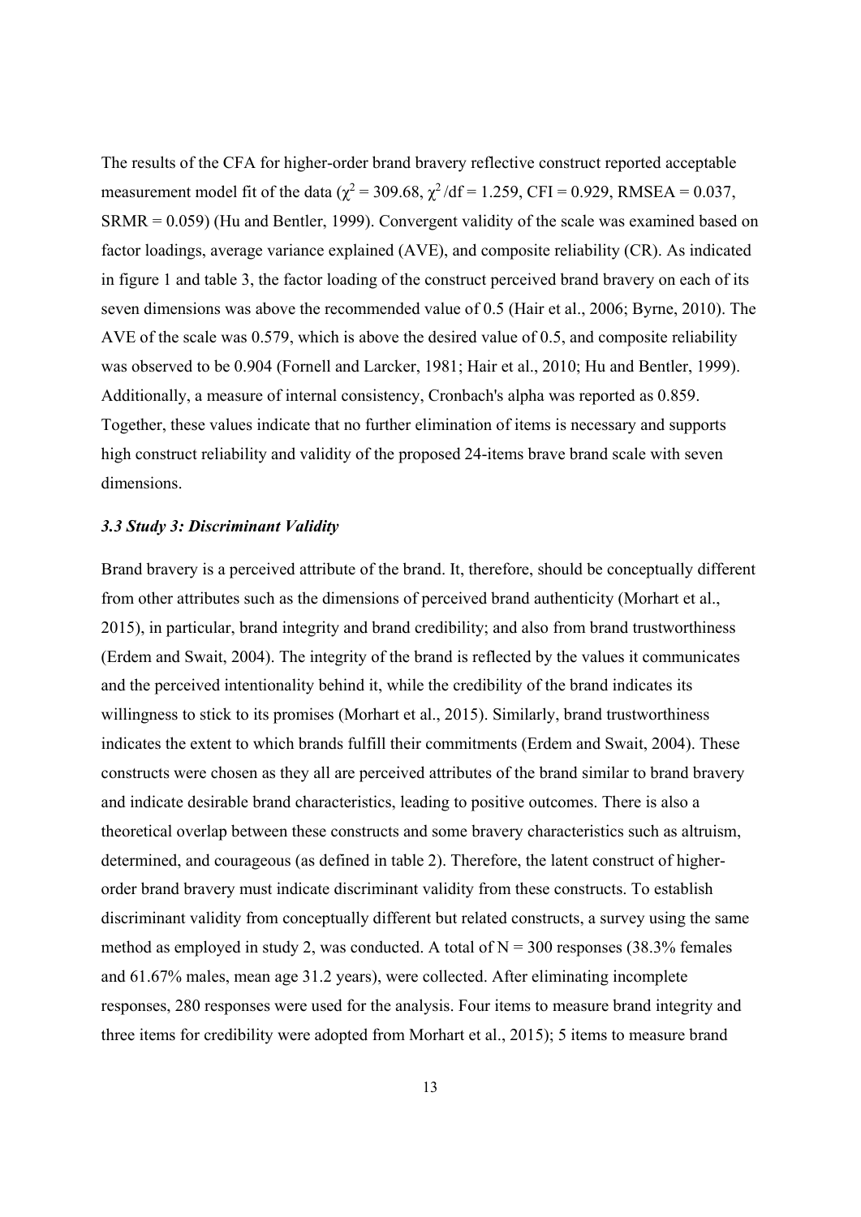The results of the CFA for higher-order brand bravery reflective construct reported acceptable measurement model fit of the data ($\chi^2$ = 309.68, $\chi^2$/df = 1.259, CFI = 0.929, RMSEA = 0.037, SRMR = 0.059) (Hu and Bentler, 1999). Convergent validity of the scale was examined based on factor loadings, average variance explained (AVE), and composite reliability (CR). As indicated in figure 1 and table 3, the factor loading of the construct perceived brand bravery on each of its seven dimensions was above the recommended value of 0.5 (Hair et al., 2006; Byrne, 2010). The AVE of the scale was 0.579, which is above the desired value of 0.5, and composite reliability was observed to be 0.904 (Fornell and Larcker, 1981; Hair et al., 2010; Hu and Bentler, 1999). Additionally, a measure of internal consistency, Cronbach's alpha was reported as 0.859. Together, these values indicate that no further elimination of items is necessary and supports high construct reliability and validity of the proposed 24-items brave brand scale with seven dimensions.

### *3.3 Study 3: Discriminant Validity*

Brand bravery is a perceived attribute of the brand. It, therefore, should be conceptually different from other attributes such as the dimensions of perceived brand authenticity (Morhart et al., 2015), in particular, brand integrity and brand credibility; and also from brand trustworthiness (Erdem and Swait, 2004). The integrity of the brand is reflected by the values it communicates and the perceived intentionality behind it, while the credibility of the brand indicates its willingness to stick to its promises (Morhart et al., 2015). Similarly, brand trustworthiness indicates the extent to which brands fulfill their commitments (Erdem and Swait, 2004). These constructs were chosen as they all are perceived attributes of the brand similar to brand bravery and indicate desirable brand characteristics, leading to positive outcomes. There is also a theoretical overlap between these constructs and some bravery characteristics such as altruism, determined, and courageous (as defined in table 2). Therefore, the latent construct of higher-order brand bravery must indicate discriminant validity from these constructs. To establish discriminant validity from conceptually different but related constructs, a survey using the same method as employed in study 2, was conducted. A total of N = 300 responses (38.3% females and 61.67% males, mean age 31.2 years), were collected. After eliminating incomplete responses, 280 responses were used for the analysis. Four items to measure brand integrity and three items for credibility were adopted from Morhart et al., 2015); 5 items to measure brand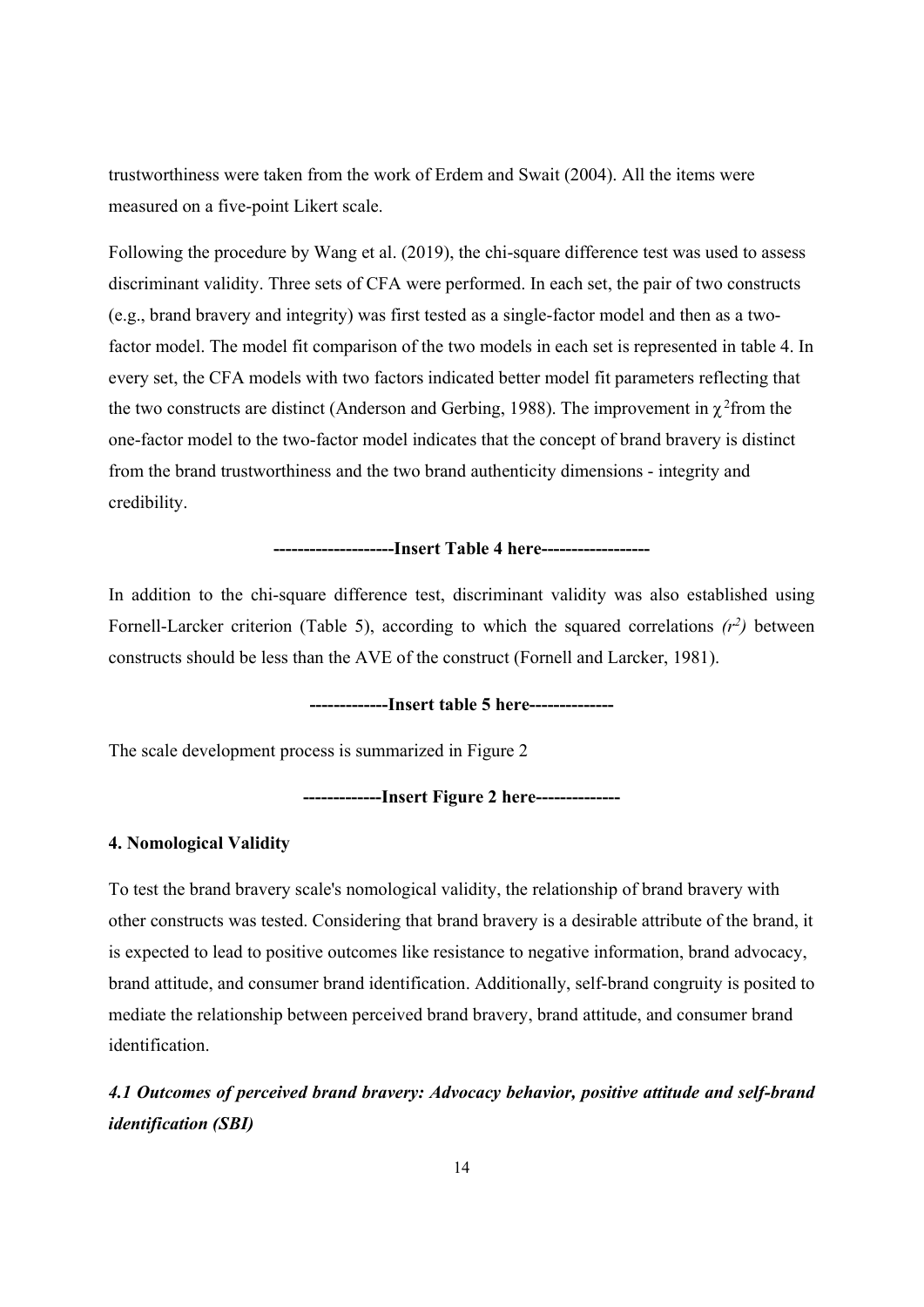trustworthiness were taken from the work of Erdem and Swait (2004). All the items were measured on a five-point Likert scale.

Following the procedure by Wang et al. (2019), the chi-square difference test was used to assess discriminant validity. Three sets of CFA were performed. In each set, the pair of two constructs (e.g., brand bravery and integrity) was first tested as a single-factor model and then as a two-factor model. The model fit comparison of the two models in each set is represented in table 4. In every set, the CFA models with two factors indicated better model fit parameters reflecting that the two constructs are distinct (Anderson and Gerbing, 1988). The improvement in $\chi^2$from the one-factor model to the two-factor model indicates that the concept of brand bravery is distinct from the brand trustworthiness and the two brand authenticity dimensions - integrity and credibility.

**-------------------Insert Table 4 here------------------**

In addition to the chi-square difference test, discriminant validity was also established using Fornell-Larcker criterion (Table 5), according to which the squared correlations *($r^2$)* between constructs should be less than the AVE of the construct (Fornell and Larcker, 1981).

**-------------Insert table 5 here--------------**

The scale development process is summarized in Figure 2

**-------------Insert Figure 2 here--------------**

## 4. Nomological Validity

To test the brand bravery scale's nomological validity, the relationship of brand bravery with other constructs was tested. Considering that brand bravery is a desirable attribute of the brand, it is expected to lead to positive outcomes like resistance to negative information, brand advocacy, brand attitude, and consumer brand identification. Additionally, self-brand congruity is posited to mediate the relationship between perceived brand bravery, brand attitude, and consumer brand identification.

### *4.1 Outcomes of perceived brand bravery: Advocacy behavior, positive attitude and self-brand identification (SBI)*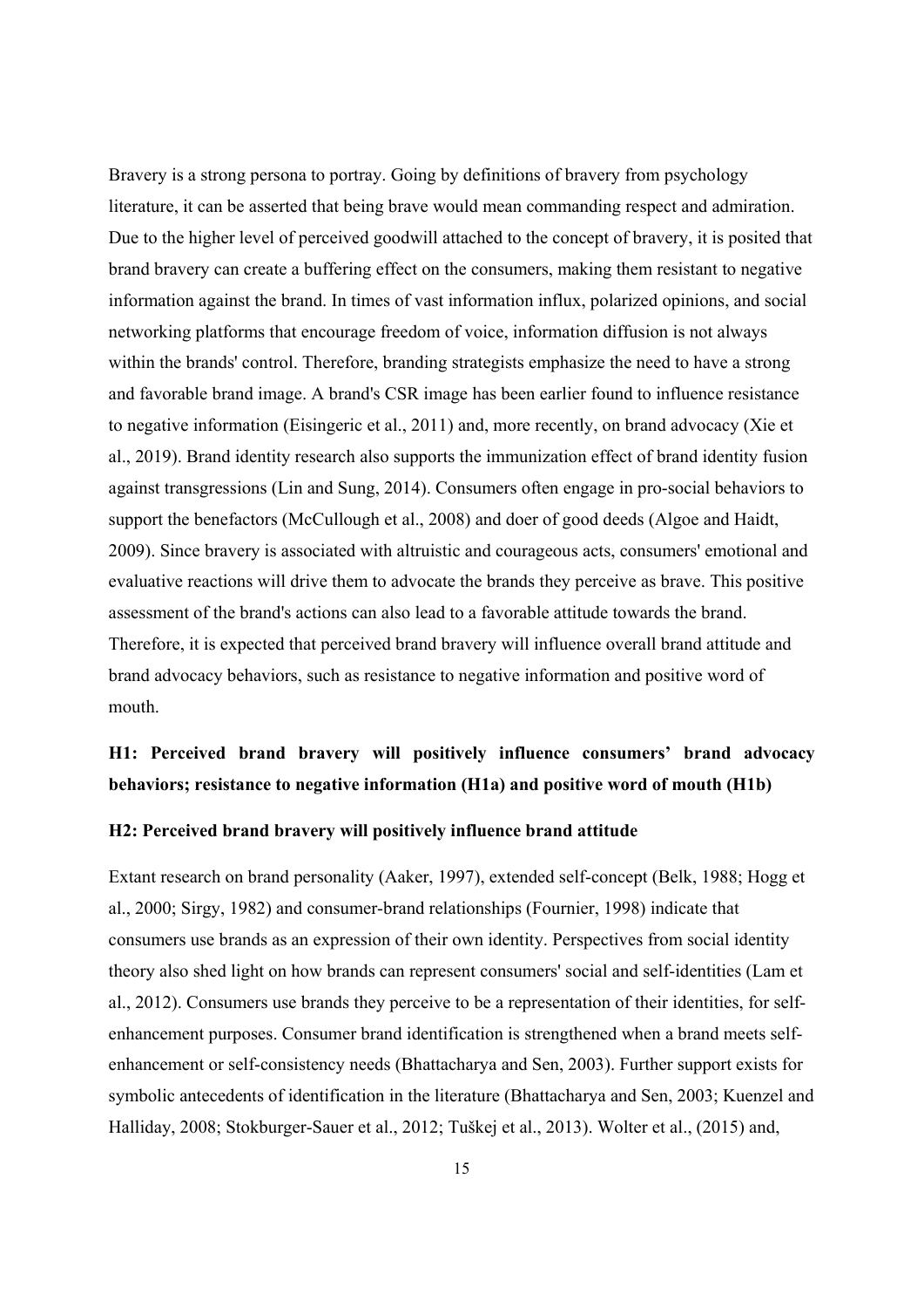Bravery is a strong persona to portray. Going by definitions of bravery from psychology literature, it can be asserted that being brave would mean commanding respect and admiration. Due to the higher level of perceived goodwill attached to the concept of bravery, it is posited that brand bravery can create a buffering effect on the consumers, making them resistant to negative information against the brand. In times of vast information influx, polarized opinions, and social networking platforms that encourage freedom of voice, information diffusion is not always within the brands' control. Therefore, branding strategists emphasize the need to have a strong and favorable brand image. A brand's CSR image has been earlier found to influence resistance to negative information (Eisingeric et al., 2011) and, more recently, on brand advocacy (Xie et al., 2019). Brand identity research also supports the immunization effect of brand identity fusion against transgressions (Lin and Sung, 2014). Consumers often engage in pro-social behaviors to support the benefactors (McCullough et al., 2008) and doer of good deeds (Algoe and Haidt, 2009). Since bravery is associated with altruistic and courageous acts, consumers' emotional and evaluative reactions will drive them to advocate the brands they perceive as brave. This positive assessment of the brand's actions can also lead to a favorable attitude towards the brand. Therefore, it is expected that perceived brand bravery will influence overall brand attitude and brand advocacy behaviors, such as resistance to negative information and positive word of mouth.

**H1: Perceived brand bravery will positively influence consumers' brand advocacy behaviors; resistance to negative information (H1a) and positive word of mouth (H1b)**

**H2: Perceived brand bravery will positively influence brand attitude**

Extant research on brand personality (Aaker, 1997), extended self-concept (Belk, 1988; Hogg et al., 2000; Sirgy, 1982) and consumer-brand relationships (Fournier, 1998) indicate that consumers use brands as an expression of their own identity. Perspectives from social identity theory also shed light on how brands can represent consumers' social and self-identities (Lam et al., 2012). Consumers use brands they perceive to be a representation of their identities, for self-enhancement purposes. Consumer brand identification is strengthened when a brand meets self-enhancement or self-consistency needs (Bhattacharya and Sen, 2003). Further support exists for symbolic antecedents of identification in the literature (Bhattacharya and Sen, 2003; Kuenzel and Halliday, 2008; Stokburger-Sauer et al., 2012; Tuškej et al., 2013). Wolter et al., (2015) and,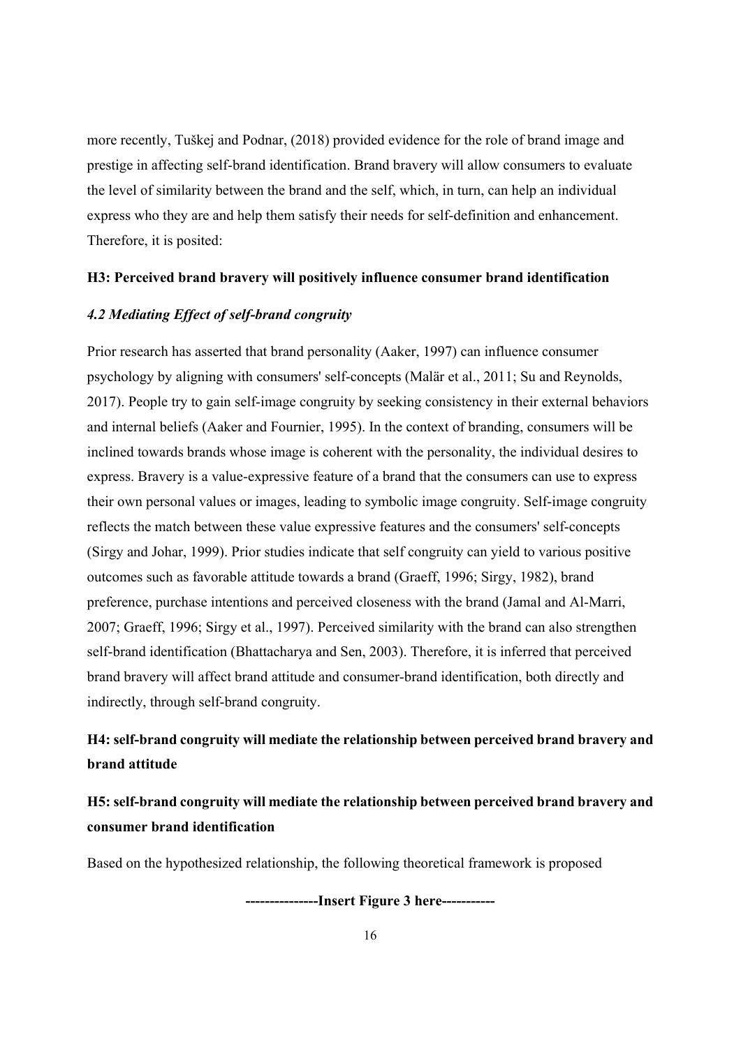more recently, Tuškej and Podnar, (2018) provided evidence for the role of brand image and prestige in affecting self-brand identification. Brand bravery will allow consumers to evaluate the level of similarity between the brand and the self, which, in turn, can help an individual express who they are and help them satisfy their needs for self-definition and enhancement. Therefore, it is posited:

**H3: Perceived brand bravery will positively influence consumer brand identification**

### *4.2 Mediating Effect of self-brand congruity*

Prior research has asserted that brand personality (Aaker, 1997) can influence consumer psychology by aligning with consumers' self-concepts (Malär et al., 2011; Su and Reynolds, 2017). People try to gain self-image congruity by seeking consistency in their external behaviors and internal beliefs (Aaker and Fournier, 1995). In the context of branding, consumers will be inclined towards brands whose image is coherent with the personality, the individual desires to express. Bravery is a value-expressive feature of a brand that the consumers can use to express their own personal values or images, leading to symbolic image congruity. Self-image congruity reflects the match between these value expressive features and the consumers' self-concepts (Sirgy and Johar, 1999). Prior studies indicate that self congruity can yield to various positive outcomes such as favorable attitude towards a brand (Graeff, 1996; Sirgy, 1982), brand preference, purchase intentions and perceived closeness with the brand (Jamal and Al-Marri, 2007; Graeff, 1996; Sirgy et al., 1997). Perceived similarity with the brand can also strengthen self-brand identification (Bhattacharya and Sen, 2003). Therefore, it is inferred that perceived brand bravery will affect brand attitude and consumer-brand identification, both directly and indirectly, through self-brand congruity.

**H4: self-brand congruity will mediate the relationship between perceived brand bravery and brand attitude**

**H5: self-brand congruity will mediate the relationship between perceived brand bravery and consumer brand identification**

Based on the hypothesized relationship, the following theoretical framework is proposed

**---------------Insert Figure 3 here-----------**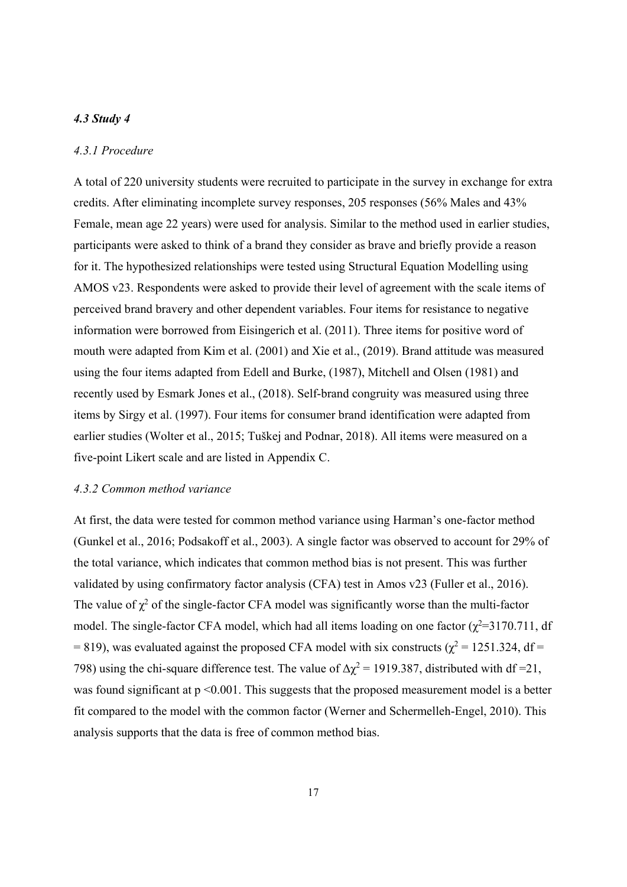### *4.3 Study 4*

#### *4.3.1 Procedure*

A total of 220 university students were recruited to participate in the survey in exchange for extra credits. After eliminating incomplete survey responses, 205 responses (56% Males and 43% Female, mean age 22 years) were used for analysis. Similar to the method used in earlier studies, participants were asked to think of a brand they consider as brave and briefly provide a reason for it. The hypothesized relationships were tested using Structural Equation Modelling using AMOS v23. Respondents were asked to provide their level of agreement with the scale items of perceived brand bravery and other dependent variables. Four items for resistance to negative information were borrowed from Eisingerich et al. (2011). Three items for positive word of mouth were adapted from Kim et al. (2001) and Xie et al., (2019). Brand attitude was measured using the four items adapted from Edell and Burke, (1987), Mitchell and Olsen (1981) and recently used by Esmark Jones et al., (2018). Self-brand congruity was measured using three items by Sirgy et al. (1997). Four items for consumer brand identification were adapted from earlier studies (Wolter et al., 2015; Tuškej and Podnar, 2018). All items were measured on a five-point Likert scale and are listed in Appendix C.

#### *4.3.2 Common method variance*

At first, the data were tested for common method variance using Harman's one-factor method (Gunkel et al., 2016; Podsakoff et al., 2003). A single factor was observed to account for 29% of the total variance, which indicates that common method bias is not present. This was further validated by using confirmatory factor analysis (CFA) test in Amos v23 (Fuller et al., 2016). The value of $\chi^2$ of the single-factor CFA model was significantly worse than the multi-factor model. The single-factor CFA model, which had all items loading on one factor ($\chi^2$=3170.711, df = 819), was evaluated against the proposed CFA model with six constructs ($\chi^2$ = 1251.324, df = 798) using the chi-square difference test. The value of $\Delta\chi^2$ = 1919.387, distributed with df =21, was found significant at $p < 0.001$. This suggests that the proposed measurement model is a better fit compared to the model with the common factor (Werner and Schermelleh-Engel, 2010). This analysis supports that the data is free of common method bias.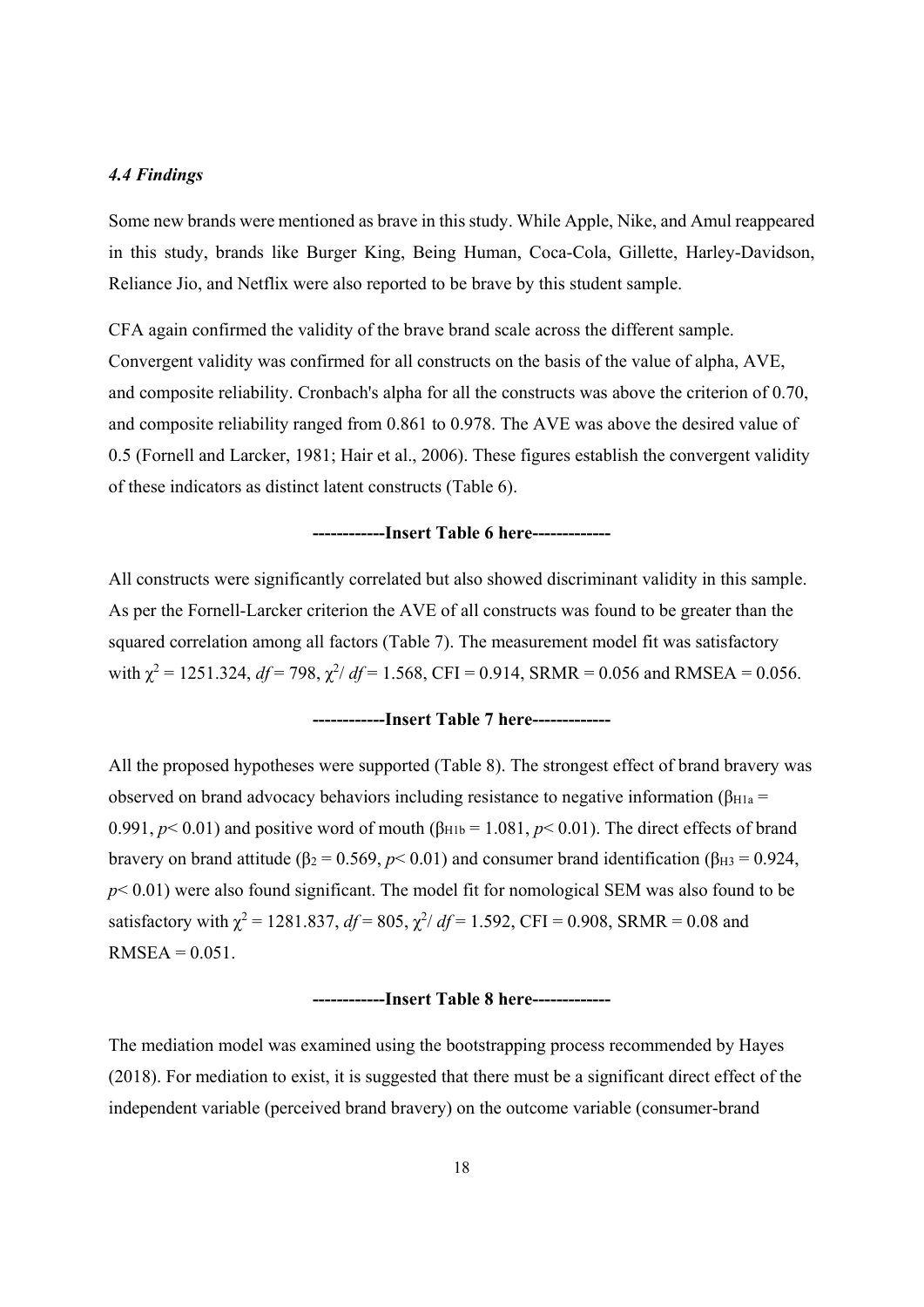### *4.4 Findings*

Some new brands were mentioned as brave in this study. While Apple, Nike, and Amul reappeared in this study, brands like Burger King, Being Human, Coca-Cola, Gillette, Harley-Davidson, Reliance Jio, and Netflix were also reported to be brave by this student sample.

CFA again confirmed the validity of the brave brand scale across the different sample. Convergent validity was confirmed for all constructs on the basis of the value of alpha, AVE, and composite reliability. Cronbach's alpha for all the constructs was above the criterion of 0.70, and composite reliability ranged from 0.861 to 0.978. The AVE was above the desired value of 0.5 (Fornell and Larcker, 1981; Hair et al., 2006). These figures establish the convergent validity of these indicators as distinct latent constructs (Table 6).

**------------Insert Table 6 here-------------**

All constructs were significantly correlated but also showed discriminant validity in this sample. As per the Fornell-Larcker criterion the AVE of all constructs was found to be greater than the squared correlation among all factors (Table 7). The measurement model fit was satisfactory with $\chi^2 = 1251.324$, $df = 798$, $\chi^2/df = 1.568$, CFI = 0.914, SRMR = 0.056 and RMSEA = 0.056.

**------------Insert Table 7 here-------------**

All the proposed hypotheses were supported (Table 8). The strongest effect of brand bravery was observed on brand advocacy behaviors including resistance to negative information ($\beta_{H1a} = 0.991$, $p < 0.01$) and positive word of mouth ($\beta_{H1b} = 1.081$, $p < 0.01$). The direct effects of brand bravery on brand attitude ($\beta_2 = 0.569$, $p < 0.01$) and consumer brand identification ($\beta_{H3} = 0.924$, $p < 0.01$) were also found significant. The model fit for nomological SEM was also found to be satisfactory with $\chi^2 = 1281.837$, $df = 805$, $\chi^2/df = 1.592$, CFI = 0.908, SRMR = 0.08 and RMSEA = 0.051.

**------------Insert Table 8 here-------------**

The mediation model was examined using the bootstrapping process recommended by Hayes (2018). For mediation to exist, it is suggested that there must be a significant direct effect of the independent variable (perceived brand bravery) on the outcome variable (consumer-brand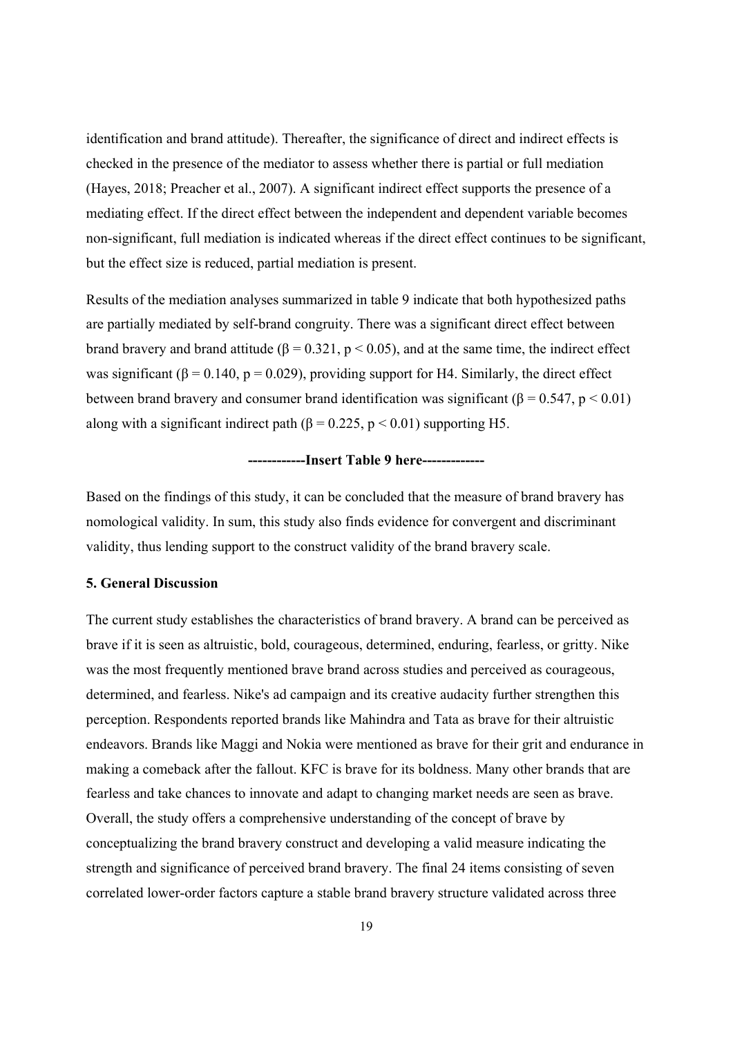identification and brand attitude). Thereafter, the significance of direct and indirect effects is checked in the presence of the mediator to assess whether there is partial or full mediation (Hayes, 2018; Preacher et al., 2007). A significant indirect effect supports the presence of a mediating effect. If the direct effect between the independent and dependent variable becomes non-significant, full mediation is indicated whereas if the direct effect continues to be significant, but the effect size is reduced, partial mediation is present.

Results of the mediation analyses summarized in table 9 indicate that both hypothesized paths are partially mediated by self-brand congruity. There was a significant direct effect between brand bravery and brand attitude ($\beta = 0.321$, $p < 0.05$), and at the same time, the indirect effect was significant ($\beta = 0.140$, $p = 0.029$), providing support for H4. Similarly, the direct effect between brand bravery and consumer brand identification was significant ($\beta = 0.547$, $p < 0.01$) along with a significant indirect path ($\beta = 0.225$, $p < 0.01$) supporting H5.

**------------Insert Table 9 here-------------**

Based on the findings of this study, it can be concluded that the measure of brand bravery has nomological validity. In sum, this study also finds evidence for convergent and discriminant validity, thus lending support to the construct validity of the brand bravery scale.

### 5. General Discussion

The current study establishes the characteristics of brand bravery. A brand can be perceived as brave if it is seen as altruistic, bold, courageous, determined, enduring, fearless, or gritty. Nike was the most frequently mentioned brave brand across studies and perceived as courageous, determined, and fearless. Nike's ad campaign and its creative audacity further strengthen this perception. Respondents reported brands like Mahindra and Tata as brave for their altruistic endeavors. Brands like Maggi and Nokia were mentioned as brave for their grit and endurance in making a comeback after the fallout. KFC is brave for its boldness. Many other brands that are fearless and take chances to innovate and adapt to changing market needs are seen as brave. Overall, the study offers a comprehensive understanding of the concept of brave by conceptualizing the brand bravery construct and developing a valid measure indicating the strength and significance of perceived brand bravery. The final 24 items consisting of seven correlated lower-order factors capture a stable brand bravery structure validated across three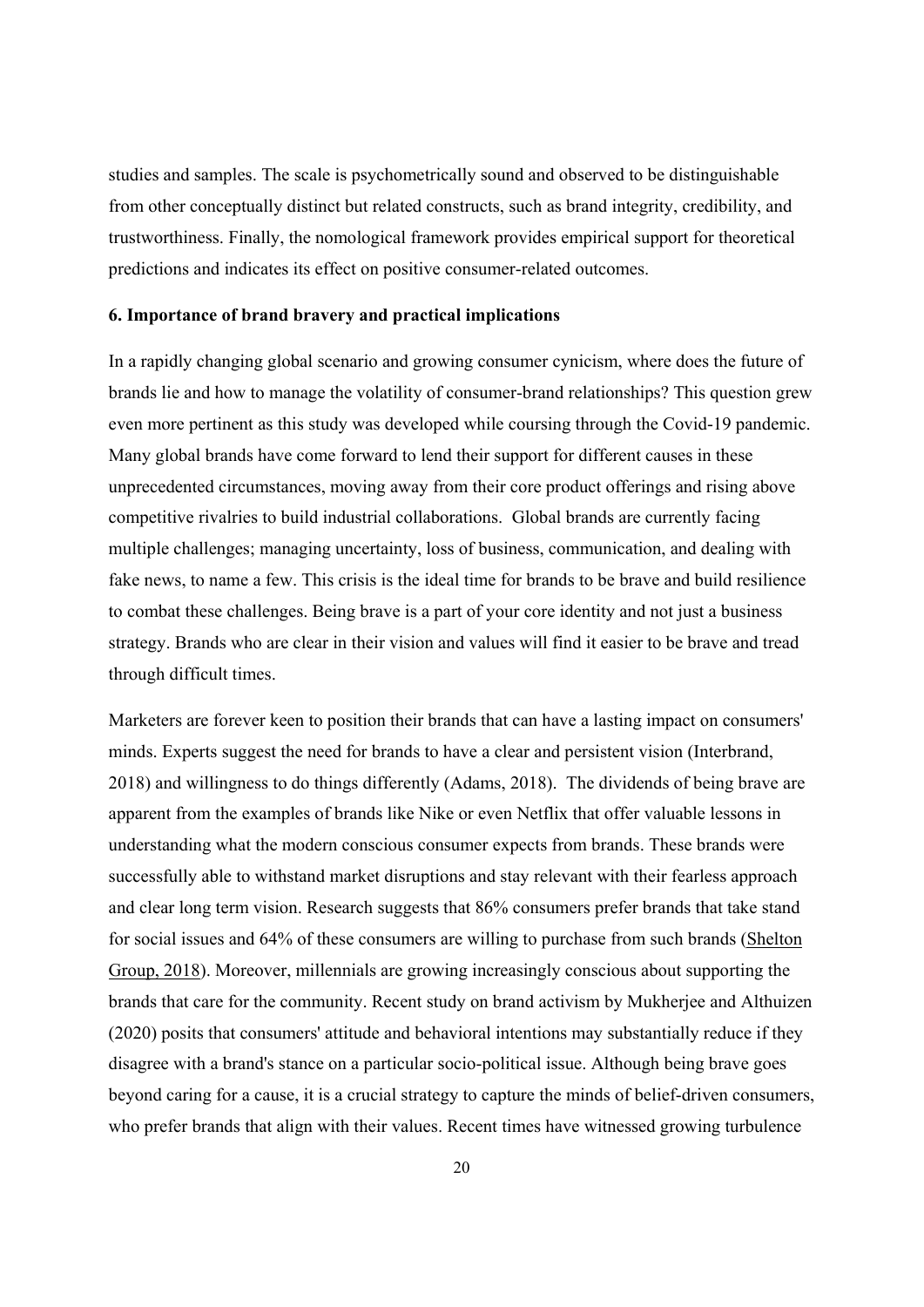studies and samples. The scale is psychometrically sound and observed to be distinguishable from other conceptually distinct but related constructs, such as brand integrity, credibility, and trustworthiness. Finally, the nomological framework provides empirical support for theoretical predictions and indicates its effect on positive consumer-related outcomes.

### 6. Importance of brand bravery and practical implications

In a rapidly changing global scenario and growing consumer cynicism, where does the future of brands lie and how to manage the volatility of consumer-brand relationships? This question grew even more pertinent as this study was developed while coursing through the Covid-19 pandemic. Many global brands have come forward to lend their support for different causes in these unprecedented circumstances, moving away from their core product offerings and rising above competitive rivalries to build industrial collaborations. Global brands are currently facing multiple challenges; managing uncertainty, loss of business, communication, and dealing with fake news, to name a few. This crisis is the ideal time for brands to be brave and build resilience to combat these challenges. Being brave is a part of your core identity and not just a business strategy. Brands who are clear in their vision and values will find it easier to be brave and tread through difficult times.

Marketers are forever keen to position their brands that can have a lasting impact on consumers' minds. Experts suggest the need for brands to have a clear and persistent vision (Interbrand, 2018) and willingness to do things differently (Adams, 2018). The dividends of being brave are apparent from the examples of brands like Nike or even Netflix that offer valuable lessons in understanding what the modern conscious consumer expects from brands. These brands were successfully able to withstand market disruptions and stay relevant with their fearless approach and clear long term vision. Research suggests that 86% consumers prefer brands that take stand for social issues and 64% of these consumers are willing to purchase from such brands (Shelton Group, 2018). Moreover, millennials are growing increasingly conscious about supporting the brands that care for the community. Recent study on brand activism by Mukherjee and Althuizen (2020) posits that consumers' attitude and behavioral intentions may substantially reduce if they disagree with a brand's stance on a particular socio-political issue. Although being brave goes beyond caring for a cause, it is a crucial strategy to capture the minds of belief-driven consumers, who prefer brands that align with their values. Recent times have witnessed growing turbulence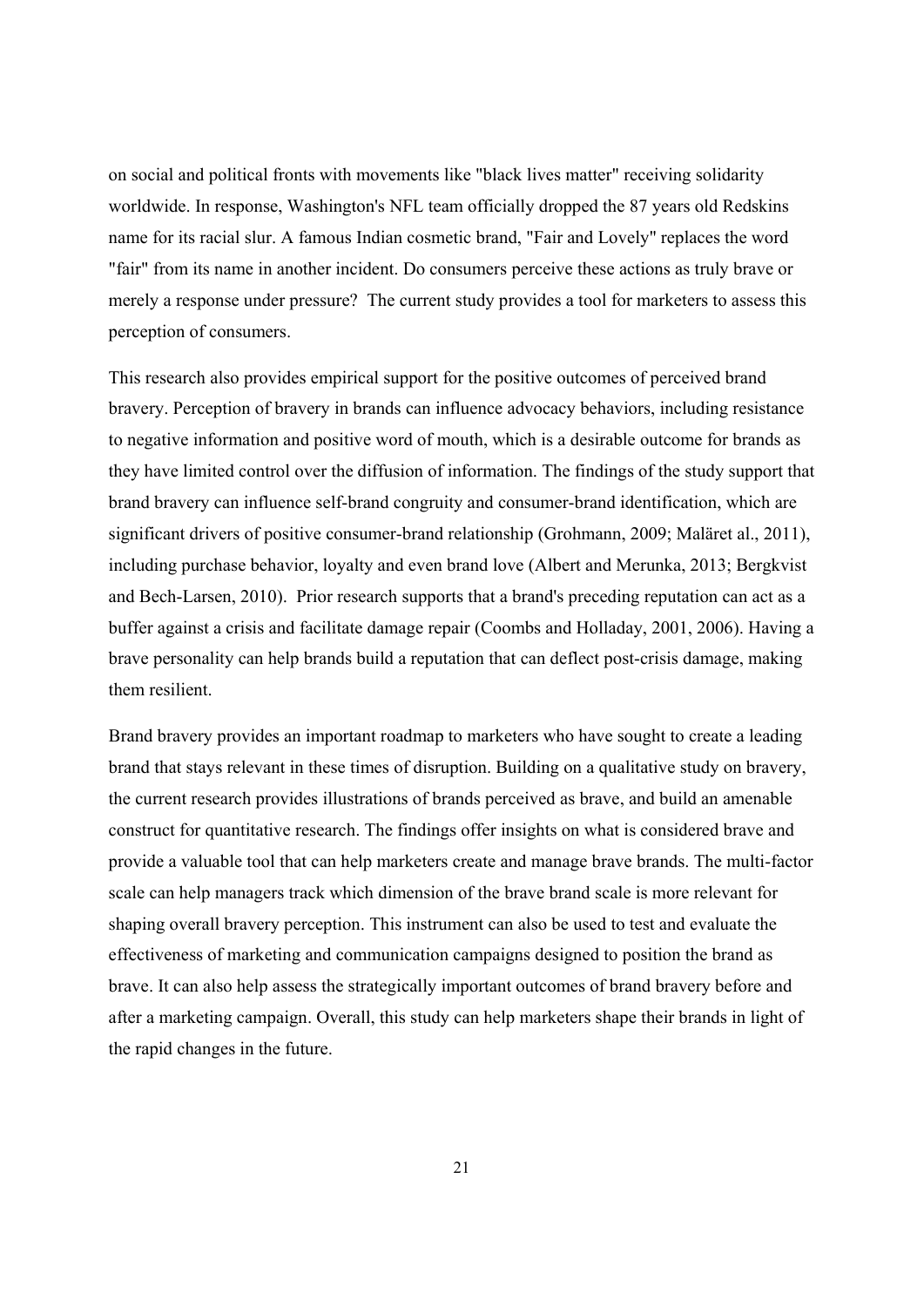on social and political fronts with movements like "black lives matter" receiving solidarity worldwide. In response, Washington's NFL team officially dropped the 87 years old Redskins name for its racial slur. A famous Indian cosmetic brand, "Fair and Lovely" replaces the word "fair" from its name in another incident. Do consumers perceive these actions as truly brave or merely a response under pressure? The current study provides a tool for marketers to assess this perception of consumers.

This research also provides empirical support for the positive outcomes of perceived brand bravery. Perception of bravery in brands can influence advocacy behaviors, including resistance to negative information and positive word of mouth, which is a desirable outcome for brands as they have limited control over the diffusion of information. The findings of the study support that brand bravery can influence self-brand congruity and consumer-brand identification, which are significant drivers of positive consumer-brand relationship (Grohmann, 2009; Maläret al., 2011), including purchase behavior, loyalty and even brand love (Albert and Merunka, 2013; Bergkvist and Bech-Larsen, 2010). Prior research supports that a brand's preceding reputation can act as a buffer against a crisis and facilitate damage repair (Coombs and Holladay, 2001, 2006). Having a brave personality can help brands build a reputation that can deflect post-crisis damage, making them resilient.

Brand bravery provides an important roadmap to marketers who have sought to create a leading brand that stays relevant in these times of disruption. Building on a qualitative study on bravery, the current research provides illustrations of brands perceived as brave, and build an amenable construct for quantitative research. The findings offer insights on what is considered brave and provide a valuable tool that can help marketers create and manage brave brands. The multi-factor scale can help managers track which dimension of the brave brand scale is more relevant for shaping overall bravery perception. This instrument can also be used to test and evaluate the effectiveness of marketing and communication campaigns designed to position the brand as brave. It can also help assess the strategically important outcomes of brand bravery before and after a marketing campaign. Overall, this study can help marketers shape their brands in light of the rapid changes in the future.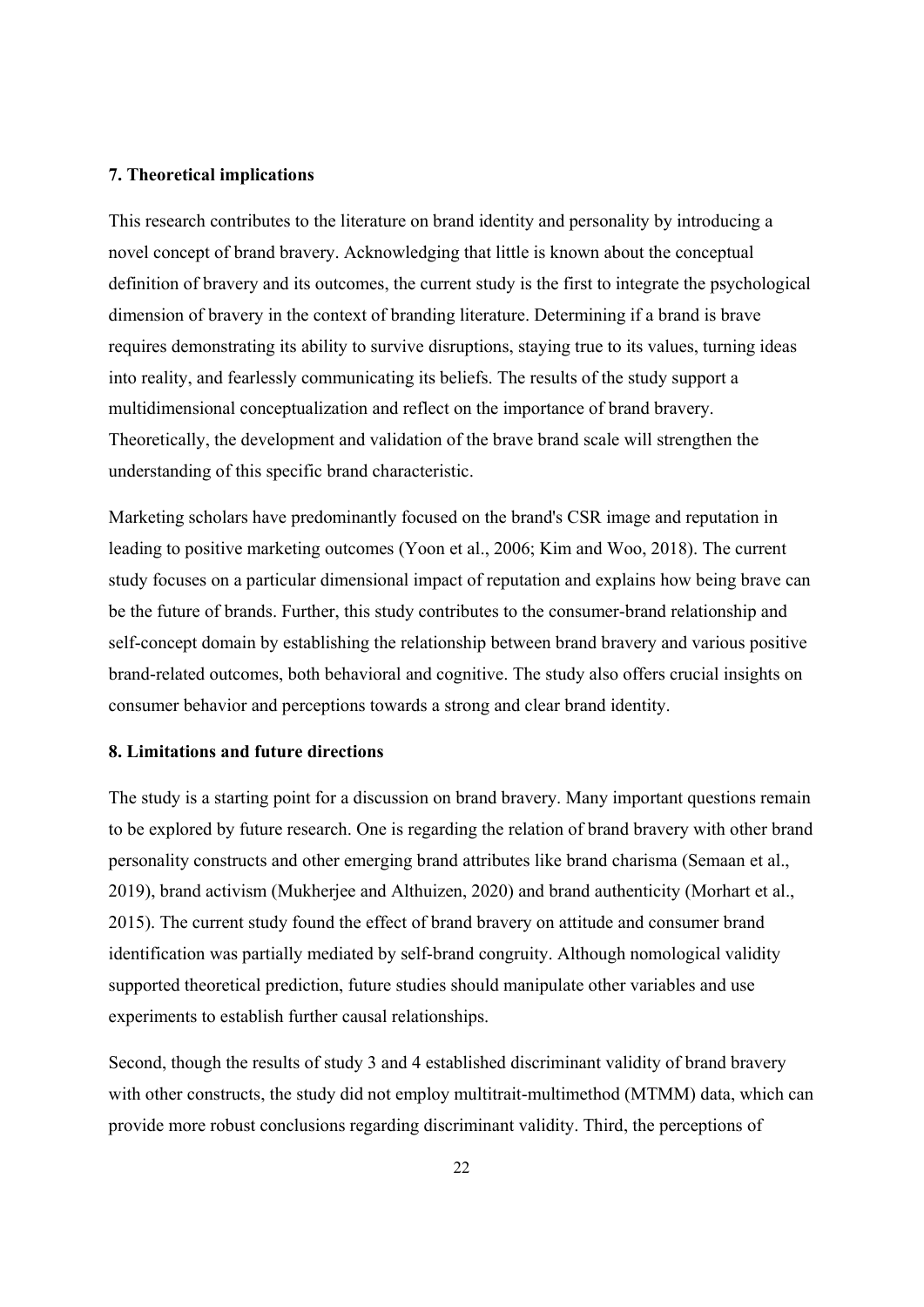## 7. Theoretical implications

This research contributes to the literature on brand identity and personality by introducing a novel concept of brand bravery. Acknowledging that little is known about the conceptual definition of bravery and its outcomes, the current study is the first to integrate the psychological dimension of bravery in the context of branding literature. Determining if a brand is brave requires demonstrating its ability to survive disruptions, staying true to its values, turning ideas into reality, and fearlessly communicating its beliefs. The results of the study support a multidimensional conceptualization and reflect on the importance of brand bravery. Theoretically, the development and validation of the brave brand scale will strengthen the understanding of this specific brand characteristic.

Marketing scholars have predominantly focused on the brand's CSR image and reputation in leading to positive marketing outcomes (Yoon et al., 2006; Kim and Woo, 2018). The current study focuses on a particular dimensional impact of reputation and explains how being brave can be the future of brands. Further, this study contributes to the consumer-brand relationship and self-concept domain by establishing the relationship between brand bravery and various positive brand-related outcomes, both behavioral and cognitive. The study also offers crucial insights on consumer behavior and perceptions towards a strong and clear brand identity.

## 8. Limitations and future directions

The study is a starting point for a discussion on brand bravery. Many important questions remain to be explored by future research. One is regarding the relation of brand bravery with other brand personality constructs and other emerging brand attributes like brand charisma (Semaan et al., 2019), brand activism (Mukherjee and Althuizen, 2020) and brand authenticity (Morhart et al., 2015). The current study found the effect of brand bravery on attitude and consumer brand identification was partially mediated by self-brand congruity. Although nomological validity supported theoretical prediction, future studies should manipulate other variables and use experiments to establish further causal relationships.

Second, though the results of study 3 and 4 established discriminant validity of brand bravery with other constructs, the study did not employ multitrait-multimethod (MTMM) data, which can provide more robust conclusions regarding discriminant validity. Third, the perceptions of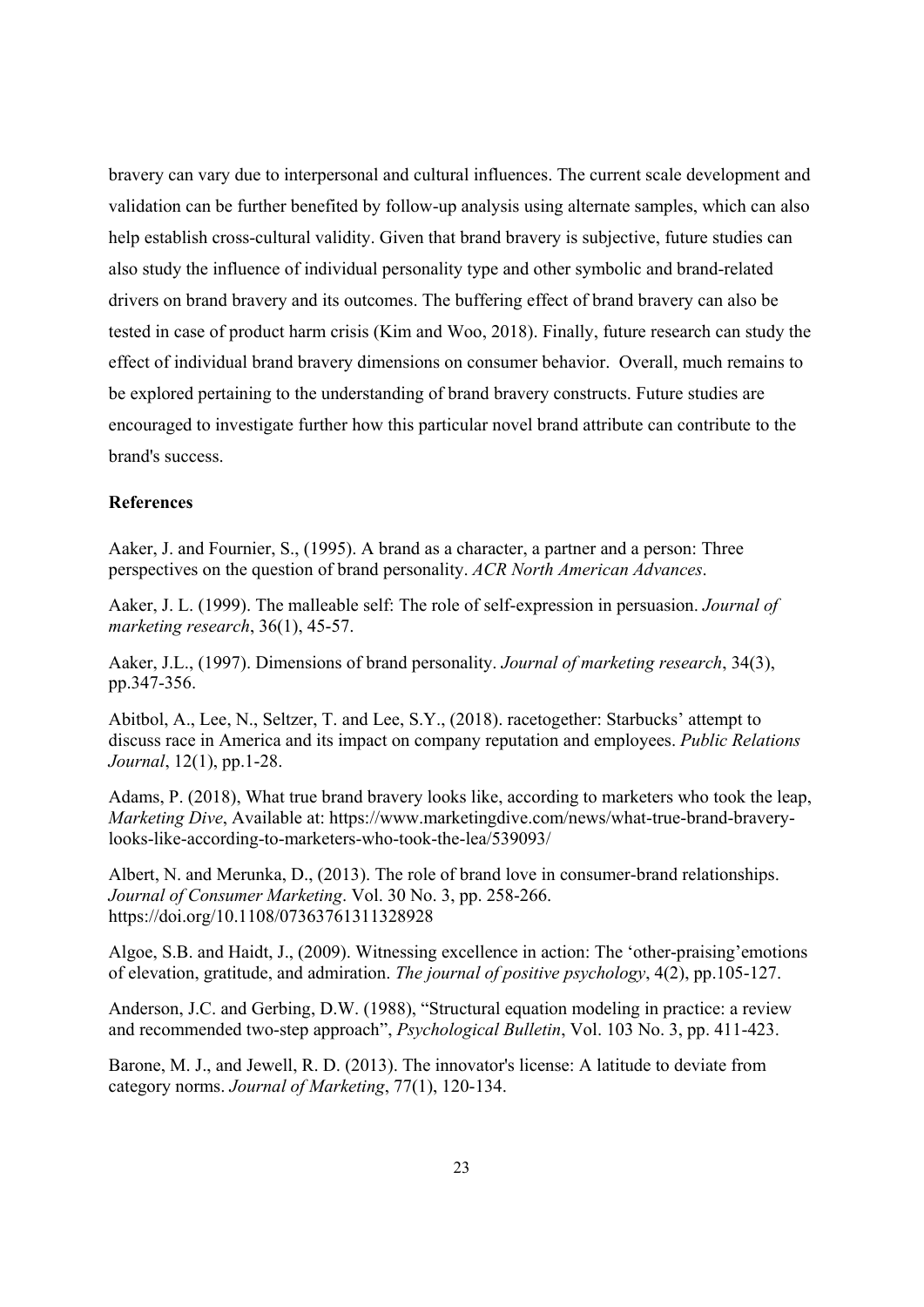bravery can vary due to interpersonal and cultural influences. The current scale development and validation can be further benefited by follow-up analysis using alternate samples, which can also help establish cross-cultural validity. Given that brand bravery is subjective, future studies can also study the influence of individual personality type and other symbolic and brand-related drivers on brand bravery and its outcomes. The buffering effect of brand bravery can also be tested in case of product harm crisis (Kim and Woo, 2018). Finally, future research can study the effect of individual brand bravery dimensions on consumer behavior. Overall, much remains to be explored pertaining to the understanding of brand bravery constructs. Future studies are encouraged to investigate further how this particular novel brand attribute can contribute to the brand's success.

## References

Aaker, J. and Fournier, S., (1995). A brand as a character, a partner and a person: Three perspectives on the question of brand personality. *ACR North American Advances*.

Aaker, J. L. (1999). The malleable self: The role of self-expression in persuasion. *Journal of marketing research*, 36(1), 45-57.

Aaker, J.L., (1997). Dimensions of brand personality. *Journal of marketing research*, 34(3), pp.347-356.

Abitbol, A., Lee, N., Seltzer, T. and Lee, S.Y., (2018). racetogether: Starbucks' attempt to discuss race in America and its impact on company reputation and employees. *Public Relations Journal*, 12(1), pp.1-28.

Adams, P. (2018), What true brand bravery looks like, according to marketers who took the leap, *Marketing Dive*, Available at: https://www.marketingdive.com/news/what-true-brand-bravery-looks-like-according-to-marketers-who-took-the-lea/539093/

Albert, N. and Merunka, D., (2013). The role of brand love in consumer-brand relationships. *Journal of Consumer Marketing*. Vol. 30 No. 3, pp. 258-266. https://doi.org/10.1108/07363761311328928

Algoe, S.B. and Haidt, J., (2009). Witnessing excellence in action: The 'other-praising'emotions of elevation, gratitude, and admiration. *The journal of positive psychology*, 4(2), pp.105-127.

Anderson, J.C. and Gerbing, D.W. (1988), "Structural equation modeling in practice: a review and recommended two-step approach", *Psychological Bulletin*, Vol. 103 No. 3, pp. 411-423.

Barone, M. J., and Jewell, R. D. (2013). The innovator's license: A latitude to deviate from category norms. *Journal of Marketing*, 77(1), 120-134.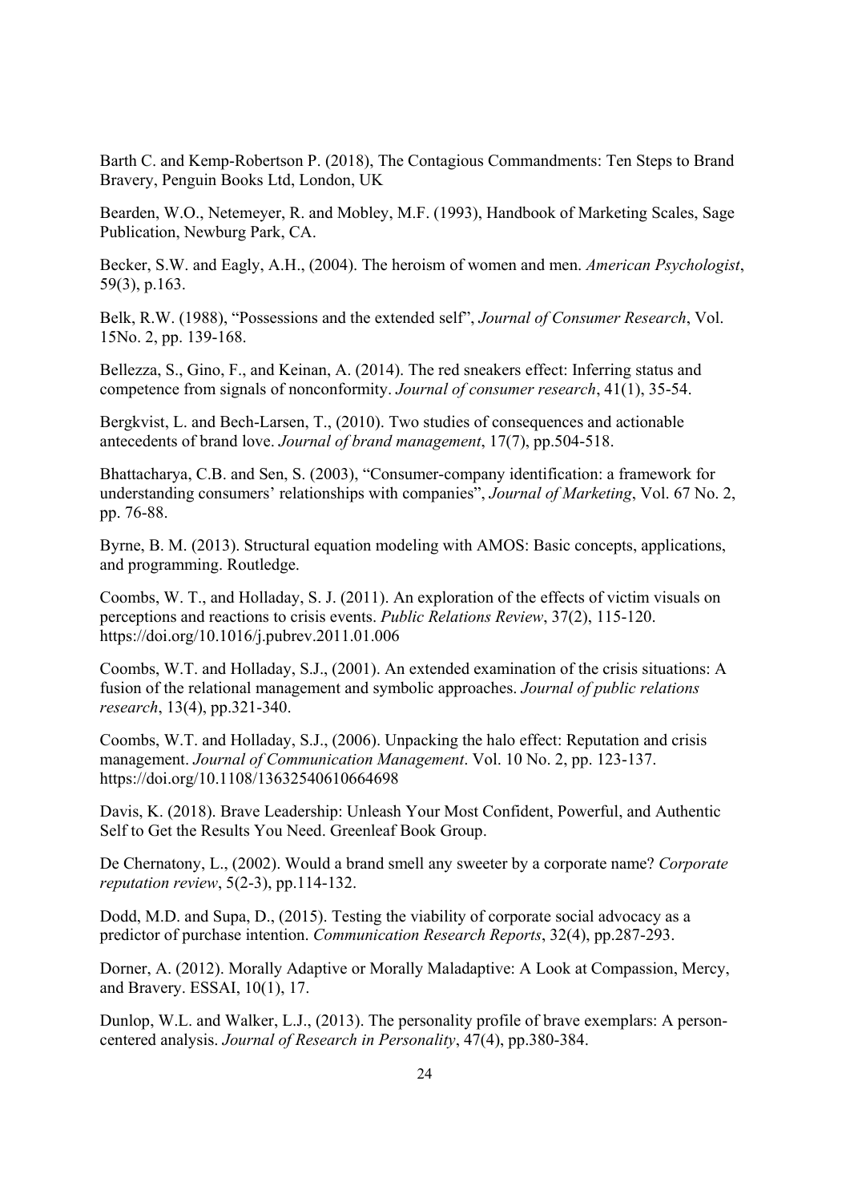Barth C. and Kemp-Robertson P. (2018), The Contagious Commandments: Ten Steps to Brand Bravery, Penguin Books Ltd, London, UK

Bearden, W.O., Netemeyer, R. and Mobley, M.F. (1993), Handbook of Marketing Scales, Sage Publication, Newburg Park, CA.

Becker, S.W. and Eagly, A.H., (2004). The heroism of women and men. *American Psychologist*, 59(3), p.163.

Belk, R.W. (1988), "Possessions and the extended self", *Journal of Consumer Research*, Vol. 15No. 2, pp. 139-168.

Bellezza, S., Gino, F., and Keinan, A. (2014). The red sneakers effect: Inferring status and competence from signals of nonconformity. *Journal of consumer research*, 41(1), 35-54.

Bergkvist, L. and Bech-Larsen, T., (2010). Two studies of consequences and actionable antecedents of brand love. *Journal of brand management*, 17(7), pp.504-518.

Bhattacharya, C.B. and Sen, S. (2003), "Consumer-company identification: a framework for understanding consumers' relationships with companies", *Journal of Marketing*, Vol. 67 No. 2, pp. 76-88.

Byrne, B. M. (2013). Structural equation modeling with AMOS: Basic concepts, applications, and programming. Routledge.

Coombs, W. T., and Holladay, S. J. (2011). An exploration of the effects of victim visuals on perceptions and reactions to crisis events. *Public Relations Review*, 37(2), 115-120. https://doi.org/10.1016/j.pubrev.2011.01.006

Coombs, W.T. and Holladay, S.J., (2001). An extended examination of the crisis situations: A fusion of the relational management and symbolic approaches. *Journal of public relations research*, 13(4), pp.321-340.

Coombs, W.T. and Holladay, S.J., (2006). Unpacking the halo effect: Reputation and crisis management. *Journal of Communication Management*. Vol. 10 No. 2, pp. 123-137. https://doi.org/10.1108/13632540610664698

Davis, K. (2018). Brave Leadership: Unleash Your Most Confident, Powerful, and Authentic Self to Get the Results You Need. Greenleaf Book Group.

De Chernatony, L., (2002). Would a brand smell any sweeter by a corporate name? *Corporate reputation review*, 5(2-3), pp.114-132.

Dodd, M.D. and Supa, D., (2015). Testing the viability of corporate social advocacy as a predictor of purchase intention. *Communication Research Reports*, 32(4), pp.287-293.

Dorner, A. (2012). Morally Adaptive or Morally Maladaptive: A Look at Compassion, Mercy, and Bravery. ESSAI, 10(1), 17.

Dunlop, W.L. and Walker, L.J., (2013). The personality profile of brave exemplars: A person-centered analysis. *Journal of Research in Personality*, 47(4), pp.380-384.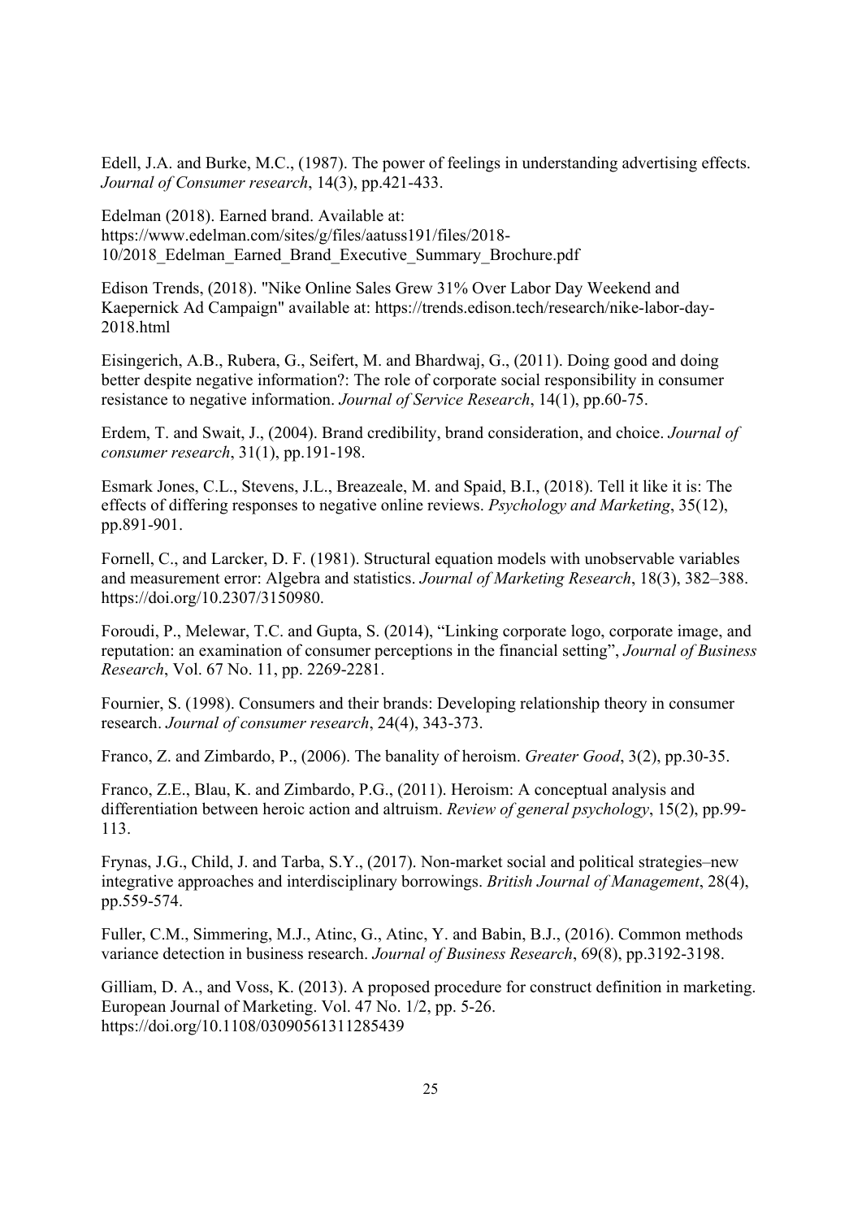Edell, J.A. and Burke, M.C., (1987). The power of feelings in understanding advertising effects. *Journal of Consumer research*, 14(3), pp.421-433.

Edelman (2018). Earned brand. Available at: https://www.edelman.com/sites/g/files/aatuss191/files/2018-10/2018_Edelman_Earned_Brand_Executive_Summary_Brochure.pdf

Edison Trends, (2018). "Nike Online Sales Grew 31% Over Labor Day Weekend and Kaepernick Ad Campaign" available at: https://trends.edison.tech/research/nike-labor-day-2018.html

Eisingerich, A.B., Rubera, G., Seifert, M. and Bhardwaj, G., (2011). Doing good and doing better despite negative information?: The role of corporate social responsibility in consumer resistance to negative information. *Journal of Service Research*, 14(1), pp.60-75.

Erdem, T. and Swait, J., (2004). Brand credibility, brand consideration, and choice. *Journal of consumer research*, 31(1), pp.191-198.

Esmark Jones, C.L., Stevens, J.L., Breazeale, M. and Spaid, B.I., (2018). Tell it like it is: The effects of differing responses to negative online reviews. *Psychology and Marketing*, 35(12), pp.891-901.

Fornell, C., and Larcker, D. F. (1981). Structural equation models with unobservable variables and measurement error: Algebra and statistics. *Journal of Marketing Research*, 18(3), 382–388. https://doi.org/10.2307/3150980.

Foroudi, P., Melewar, T.C. and Gupta, S. (2014), "Linking corporate logo, corporate image, and reputation: an examination of consumer perceptions in the financial setting", *Journal of Business Research*, Vol. 67 No. 11, pp. 2269-2281.

Fournier, S. (1998). Consumers and their brands: Developing relationship theory in consumer research. *Journal of consumer research*, 24(4), 343-373.

Franco, Z. and Zimbardo, P., (2006). The banality of heroism. *Greater Good*, 3(2), pp.30-35.

Franco, Z.E., Blau, K. and Zimbardo, P.G., (2011). Heroism: A conceptual analysis and differentiation between heroic action and altruism. *Review of general psychology*, 15(2), pp.99-113.

Frynas, J.G., Child, J. and Tarba, S.Y., (2017). Non-market social and political strategies–new integrative approaches and interdisciplinary borrowings. *British Journal of Management*, 28(4), pp.559-574.

Fuller, C.M., Simmering, M.J., Atinc, G., Atinc, Y. and Babin, B.J., (2016). Common methods variance detection in business research. *Journal of Business Research*, 69(8), pp.3192-3198.

Gilliam, D. A., and Voss, K. (2013). A proposed procedure for construct definition in marketing. European Journal of Marketing. Vol. 47 No. 1/2, pp. 5-26. https://doi.org/10.1108/03090561311285439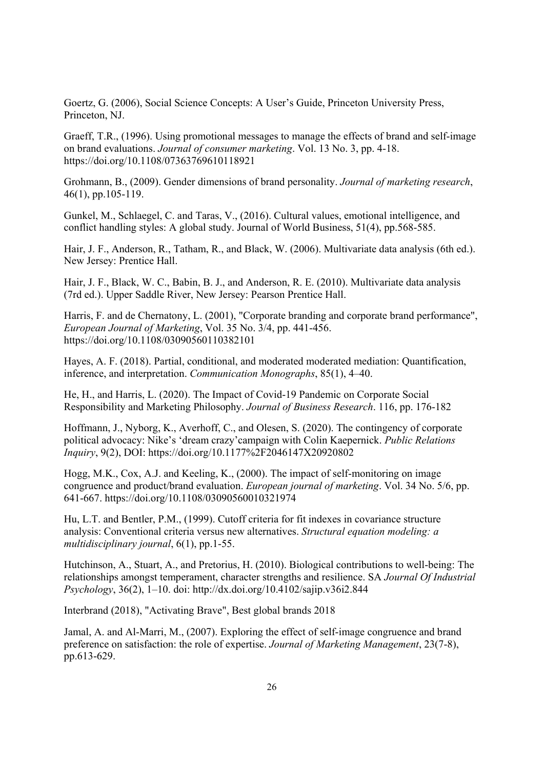Goertz, G. (2006), Social Science Concepts: A User's Guide, Princeton University Press, Princeton, NJ.

Graeff, T.R., (1996). Using promotional messages to manage the effects of brand and self-image on brand evaluations. *Journal of consumer marketing*. Vol. 13 No. 3, pp. 4-18. https://doi.org/10.1108/07363769610118921

Grohmann, B., (2009). Gender dimensions of brand personality. *Journal of marketing research*, 46(1), pp.105-119.

Gunkel, M., Schlaegel, C. and Taras, V., (2016). Cultural values, emotional intelligence, and conflict handling styles: A global study. Journal of World Business, 51(4), pp.568-585.

Hair, J. F., Anderson, R., Tatham, R., and Black, W. (2006). Multivariate data analysis (6th ed.). New Jersey: Prentice Hall.

Hair, J. F., Black, W. C., Babin, B. J., and Anderson, R. E. (2010). Multivariate data analysis (7rd ed.). Upper Saddle River, New Jersey: Pearson Prentice Hall.

Harris, F. and de Chernatony, L. (2001), "Corporate branding and corporate brand performance", *European Journal of Marketing*, Vol. 35 No. 3/4, pp. 441-456. https://doi.org/10.1108/03090560110382101

Hayes, A. F. (2018). Partial, conditional, and moderated moderated mediation: Quantification, inference, and interpretation. *Communication Monographs*, 85(1), 4–40.

He, H., and Harris, L. (2020). The Impact of Covid-19 Pandemic on Corporate Social Responsibility and Marketing Philosophy. *Journal of Business Research*. 116, pp. 176-182

Hoffmann, J., Nyborg, K., Averhoff, C., and Olesen, S. (2020). The contingency of corporate political advocacy: Nike's 'dream crazy'campaign with Colin Kaepernick. *Public Relations Inquiry*, 9(2), DOI: https://doi.org/10.1177%2F2046147X20920802

Hogg, M.K., Cox, A.J. and Keeling, K., (2000). The impact of self-monitoring on image congruence and product/brand evaluation. *European journal of marketing*. Vol. 34 No. 5/6, pp. 641-667. https://doi.org/10.1108/03090560010321974

Hu, L.T. and Bentler, P.M., (1999). Cutoff criteria for fit indexes in covariance structure analysis: Conventional criteria versus new alternatives. *Structural equation modeling: a multidisciplinary journal*, 6(1), pp.1-55.

Hutchinson, A., Stuart, A., and Pretorius, H. (2010). Biological contributions to well-being: The relationships amongst temperament, character strengths and resilience. SA *Journal Of Industrial Psychology*, 36(2), 1–10. doi: http://dx.doi.org/10.4102/sajip.v36i2.844

Interbrand (2018), "Activating Brave", Best global brands 2018

Jamal, A. and Al-Marri, M., (2007). Exploring the effect of self-image congruence and brand preference on satisfaction: the role of expertise. *Journal of Marketing Management*, 23(7-8), pp.613-629.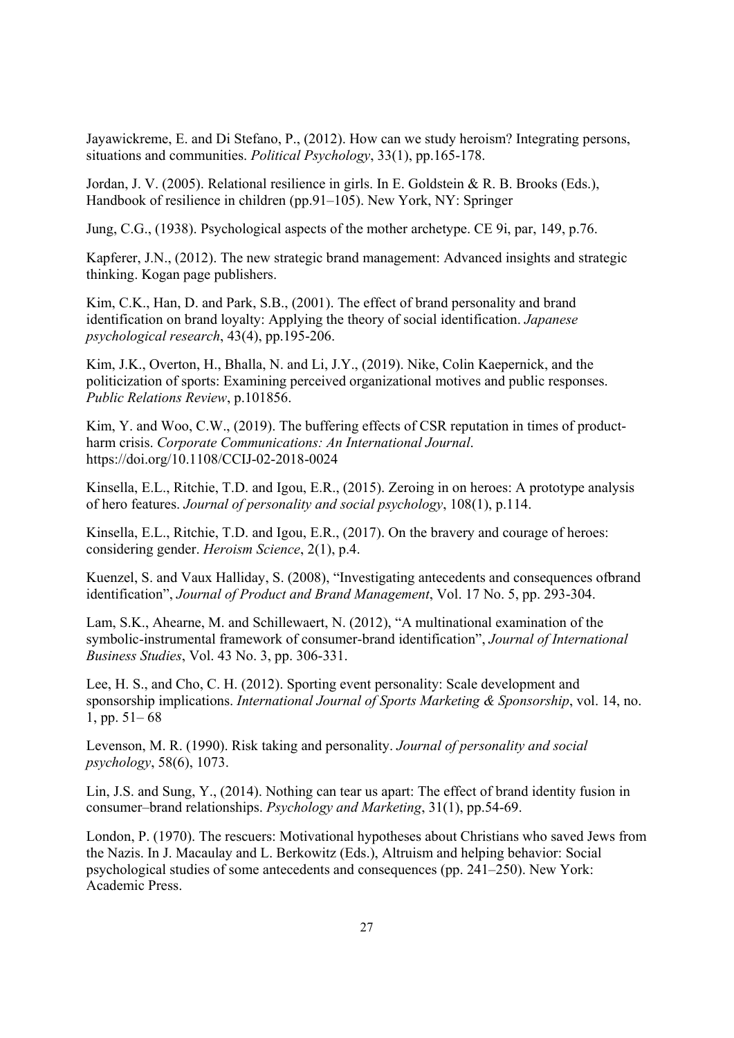Jayawickreme, E. and Di Stefano, P., (2012). How can we study heroism? Integrating persons, situations and communities. *Political Psychology*, 33(1), pp.165-178.

Jordan, J. V. (2005). Relational resilience in girls. In E. Goldstein & R. B. Brooks (Eds.), Handbook of resilience in children (pp.91–105). New York, NY: Springer

Jung, C.G., (1938). Psychological aspects of the mother archetype. CE 9i, par, 149, p.76.

Kapferer, J.N., (2012). The new strategic brand management: Advanced insights and strategic thinking. Kogan page publishers.

Kim, C.K., Han, D. and Park, S.B., (2001). The effect of brand personality and brand identification on brand loyalty: Applying the theory of social identification. *Japanese psychological research*, 43(4), pp.195-206.

Kim, J.K., Overton, H., Bhalla, N. and Li, J.Y., (2019). Nike, Colin Kaepernick, and the politicization of sports: Examining perceived organizational motives and public responses. *Public Relations Review*, p.101856.

Kim, Y. and Woo, C.W., (2019). The buffering effects of CSR reputation in times of product-harm crisis. *Corporate Communications: An International Journal*. https://doi.org/10.1108/CCIJ-02-2018-0024

Kinsella, E.L., Ritchie, T.D. and Igou, E.R., (2015). Zeroing in on heroes: A prototype analysis of hero features. *Journal of personality and social psychology*, 108(1), p.114.

Kinsella, E.L., Ritchie, T.D. and Igou, E.R., (2017). On the bravery and courage of heroes: considering gender. *Heroism Science*, 2(1), p.4.

Kuenzel, S. and Vaux Halliday, S. (2008), "Investigating antecedents and consequences ofbrand identification", *Journal of Product and Brand Management*, Vol. 17 No. 5, pp. 293-304.

Lam, S.K., Ahearne, M. and Schillewaert, N. (2012), "A multinational examination of the symbolic-instrumental framework of consumer-brand identification", *Journal of International Business Studies*, Vol. 43 No. 3, pp. 306-331.

Lee, H. S., and Cho, C. H. (2012). Sporting event personality: Scale development and sponsorship implications. *International Journal of Sports Marketing & Sponsorship*, vol. 14, no. 1, pp. 51– 68

Levenson, M. R. (1990). Risk taking and personality. *Journal of personality and social psychology*, 58(6), 1073.

Lin, J.S. and Sung, Y., (2014). Nothing can tear us apart: The effect of brand identity fusion in consumer–brand relationships. *Psychology and Marketing*, 31(1), pp.54-69.

London, P. (1970). The rescuers: Motivational hypotheses about Christians who saved Jews from the Nazis. In J. Macaulay and L. Berkowitz (Eds.), Altruism and helping behavior: Social psychological studies of some antecedents and consequences (pp. 241–250). New York: Academic Press.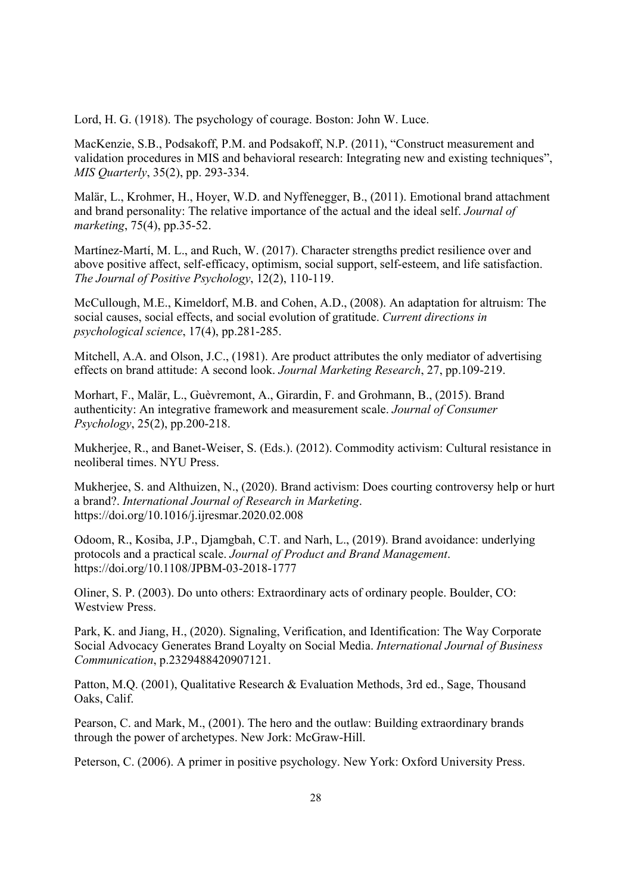Lord, H. G. (1918). The psychology of courage. Boston: John W. Luce.

MacKenzie, S.B., Podsakoff, P.M. and Podsakoff, N.P. (2011), "Construct measurement and validation procedures in MIS and behavioral research: Integrating new and existing techniques", *MIS Quarterly*, 35(2), pp. 293-334.

Malär, L., Krohmer, H., Hoyer, W.D. and Nyffenegger, B., (2011). Emotional brand attachment and brand personality: The relative importance of the actual and the ideal self. *Journal of marketing*, 75(4), pp.35-52.

Martínez-Martí, M. L., and Ruch, W. (2017). Character strengths predict resilience over and above positive affect, self-efficacy, optimism, social support, self-esteem, and life satisfaction. *The Journal of Positive Psychology*, 12(2), 110-119.

McCullough, M.E., Kimeldorf, M.B. and Cohen, A.D., (2008). An adaptation for altruism: The social causes, social effects, and social evolution of gratitude. *Current directions in psychological science*, 17(4), pp.281-285.

Mitchell, A.A. and Olson, J.C., (1981). Are product attributes the only mediator of advertising effects on brand attitude: A second look. *Journal Marketing Research*, 27, pp.109-219.

Morhart, F., Malär, L., Guèvremont, A., Girardin, F. and Grohmann, B., (2015). Brand authenticity: An integrative framework and measurement scale. *Journal of Consumer Psychology*, 25(2), pp.200-218.

Mukherjee, R., and Banet-Weiser, S. (Eds.). (2012). Commodity activism: Cultural resistance in neoliberal times. NYU Press.

Mukherjee, S. and Althuizen, N., (2020). Brand activism: Does courting controversy help or hurt a brand?. *International Journal of Research in Marketing*. https://doi.org/10.1016/j.ijresmar.2020.02.008

Odoom, R., Kosiba, J.P., Djamgbah, C.T. and Narh, L., (2019). Brand avoidance: underlying protocols and a practical scale. *Journal of Product and Brand Management*. https://doi.org/10.1108/JPBM-03-2018-1777

Oliner, S. P. (2003). Do unto others: Extraordinary acts of ordinary people. Boulder, CO: Westview Press.

Park, K. and Jiang, H., (2020). Signaling, Verification, and Identification: The Way Corporate Social Advocacy Generates Brand Loyalty on Social Media. *International Journal of Business Communication*, p.2329488420907121.

Patton, M.Q. (2001), Qualitative Research & Evaluation Methods, 3rd ed., Sage, Thousand Oaks, Calif.

Pearson, C. and Mark, M., (2001). The hero and the outlaw: Building extraordinary brands through the power of archetypes. New Jork: McGraw-Hill.

Peterson, C. (2006). A primer in positive psychology. New York: Oxford University Press.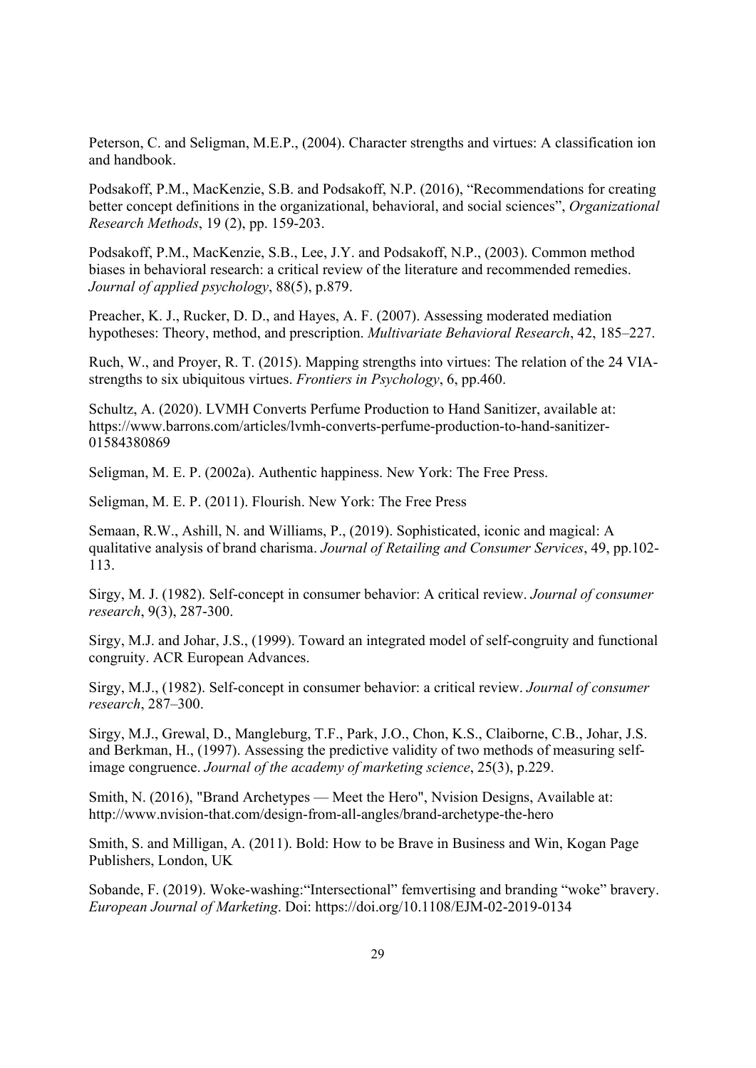Peterson, C. and Seligman, M.E.P., (2004). Character strengths and virtues: A classification ion and handbook.

Podsakoff, P.M., MacKenzie, S.B. and Podsakoff, N.P. (2016), “Recommendations for creating better concept definitions in the organizational, behavioral, and social sciences”, *Organizational Research Methods*, 19 (2), pp. 159-203.

Podsakoff, P.M., MacKenzie, S.B., Lee, J.Y. and Podsakoff, N.P., (2003). Common method biases in behavioral research: a critical review of the literature and recommended remedies. *Journal of applied psychology*, 88(5), p.879.

Preacher, K. J., Rucker, D. D., and Hayes, A. F. (2007). Assessing moderated mediation hypotheses: Theory, method, and prescription. *Multivariate Behavioral Research*, 42, 185–227.

Ruch, W., and Proyer, R. T. (2015). Mapping strengths into virtues: The relation of the 24 VIA-strengths to six ubiquitous virtues. *Frontiers in Psychology*, 6, pp.460.

Schultz, A. (2020). LVMH Converts Perfume Production to Hand Sanitizer, available at: https://www.barrons.com/articles/lvmh-converts-perfume-production-to-hand-sanitizer-01584380869

Seligman, M. E. P. (2002a). Authentic happiness. New York: The Free Press.

Seligman, M. E. P. (2011). Flourish. New York: The Free Press

Semaan, R.W., Ashill, N. and Williams, P., (2019). Sophisticated, iconic and magical: A qualitative analysis of brand charisma. *Journal of Retailing and Consumer Services*, 49, pp.102-113.

Sirgy, M. J. (1982). Self-concept in consumer behavior: A critical review. *Journal of consumer research*, 9(3), 287-300.

Sirgy, M.J. and Johar, J.S., (1999). Toward an integrated model of self-congruity and functional congruity. ACR European Advances.

Sirgy, M.J., (1982). Self-concept in consumer behavior: a critical review. *Journal of consumer research*, 287–300.

Sirgy, M.J., Grewal, D., Mangleburg, T.F., Park, J.O., Chon, K.S., Claiborne, C.B., Johar, J.S. and Berkman, H., (1997). Assessing the predictive validity of two methods of measuring self-image congruence. *Journal of the academy of marketing science*, 25(3), p.229.

Smith, N. (2016), "Brand Archetypes — Meet the Hero", Nvision Designs, Available at: http://www.nvision-that.com/design-from-all-angles/brand-archetype-the-hero

Smith, S. and Milligan, A. (2011). Bold: How to be Brave in Business and Win, Kogan Page Publishers, London, UK

Sobande, F. (2019). Woke-washing:“Intersectional” femvertising and branding “woke” bravery. *European Journal of Marketing*. Doi: https://doi.org/10.1108/EJM-02-2019-0134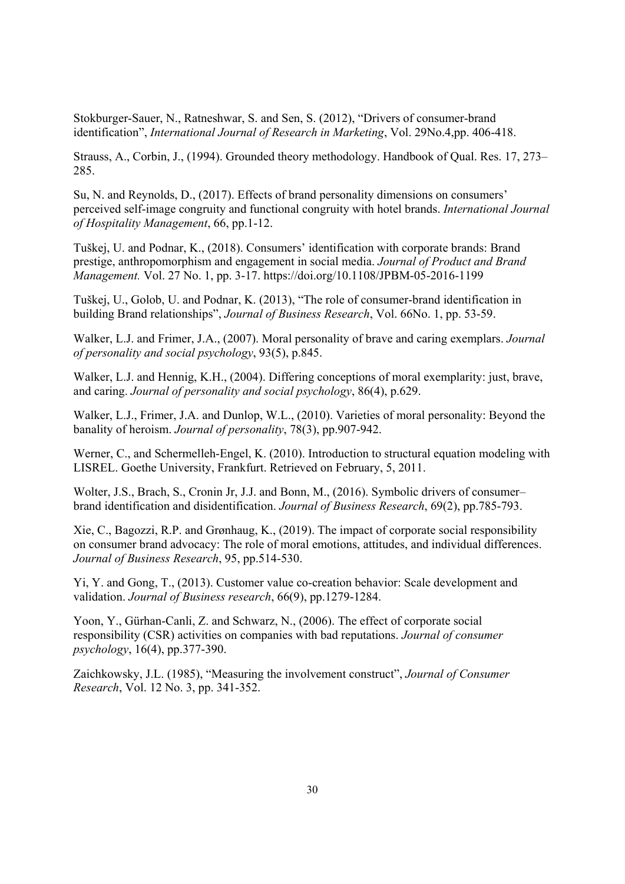Stokburger-Sauer, N., Ratneshwar, S. and Sen, S. (2012), "Drivers of consumer-brand identification", *International Journal of Research in Marketing*, Vol. 29No.4,pp. 406-418.

Strauss, A., Corbin, J., (1994). Grounded theory methodology. Handbook of Qual. Res. 17, 273–285.

Su, N. and Reynolds, D., (2017). Effects of brand personality dimensions on consumers' perceived self-image congruity and functional congruity with hotel brands. *International Journal of Hospitality Management*, 66, pp.1-12.

Tuškej, U. and Podnar, K., (2018). Consumers' identification with corporate brands: Brand prestige, anthropomorphism and engagement in social media. *Journal of Product and Brand Management.* Vol. 27 No. 1, pp. 3-17. https://doi.org/10.1108/JPBM-05-2016-1199

Tuškej, U., Golob, U. and Podnar, K. (2013), "The role of consumer-brand identification in building Brand relationships", *Journal of Business Research*, Vol. 66No. 1, pp. 53-59.

Walker, L.J. and Frimer, J.A., (2007). Moral personality of brave and caring exemplars. *Journal of personality and social psychology*, 93(5), p.845.

Walker, L.J. and Hennig, K.H., (2004). Differing conceptions of moral exemplarity: just, brave, and caring. *Journal of personality and social psychology*, 86(4), p.629.

Walker, L.J., Frimer, J.A. and Dunlop, W.L., (2010). Varieties of moral personality: Beyond the banality of heroism. *Journal of personality*, 78(3), pp.907-942.

Werner, C., and Schermelleh-Engel, K. (2010). Introduction to structural equation modeling with LISREL. Goethe University, Frankfurt. Retrieved on February, 5, 2011.

Wolter, J.S., Brach, S., Cronin Jr, J.J. and Bonn, M., (2016). Symbolic drivers of consumer–brand identification and disidentification. *Journal of Business Research*, 69(2), pp.785-793.

Xie, C., Bagozzi, R.P. and Grønhaug, K., (2019). The impact of corporate social responsibility on consumer brand advocacy: The role of moral emotions, attitudes, and individual differences. *Journal of Business Research*, 95, pp.514-530.

Yi, Y. and Gong, T., (2013). Customer value co-creation behavior: Scale development and validation. *Journal of Business research*, 66(9), pp.1279-1284.

Yoon, Y., Gürhan-Canli, Z. and Schwarz, N., (2006). The effect of corporate social responsibility (CSR) activities on companies with bad reputations. *Journal of consumer psychology*, 16(4), pp.377-390.

Zaichkowsky, J.L. (1985), "Measuring the involvement construct", *Journal of Consumer Research*, Vol. 12 No. 3, pp. 341-352.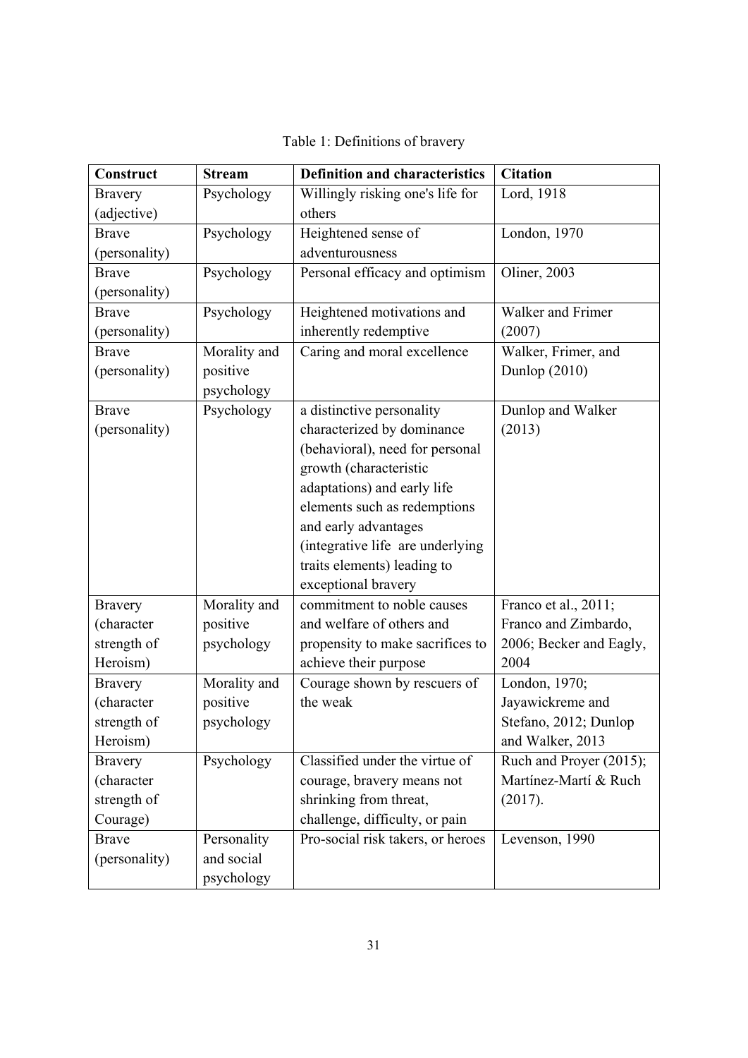Table 1: Definitions of bravery

| Construct | Stream | Definition and characteristics | Citation |
|---|---|---|---|
| Bravery (adjective) | Psychology | Willingly risking one's life for others | Lord, 1918 |
| Brave (personality) | Psychology | Heightened sense of adventurousness | London, 1970 |
| Brave (personality) | Psychology | Personal efficacy and optimism | Oliner, 2003 |
| Brave (personality) | Psychology | Heightened motivations and inherently redemptive | Walker and Frimer (2007) |
| Brave (personality) | Morality and positive psychology | Caring and moral excellence | Walker, Frimer, and Dunlop (2010) |
| Brave (personality) | Psychology | a distinctive personality characterized by dominance (behavioral), need for personal growth (characteristic adaptations) and early life elements such as redemptions and early advantages (integrative life are underlying traits elements) leading to exceptional bravery | Dunlop and Walker (2013) |
| Bravery (character strength of Heroism) | Morality and positive psychology | commitment to noble causes and welfare of others and propensity to make sacrifices to achieve their purpose | Franco et al., 2011; Franco and Zimbardo, 2006; Becker and Eagly, 2004 |
| Bravery (character strength of Heroism) | Morality and positive psychology | Courage shown by rescuers of the weak | London, 1970; Jayawickreme and Stefano, 2012; Dunlop and Walker, 2013 |
| Bravery (character strength of Courage) | Psychology | Classified under the virtue of courage, bravery means not shrinking from threat, challenge, difficulty, or pain | Ruch and Proyer (2015); Martínez-Martí & Ruch (2017). |
| Brave (personality) | Personality and social psychology | Pro-social risk takers, or heroes | Levenson, 1990 |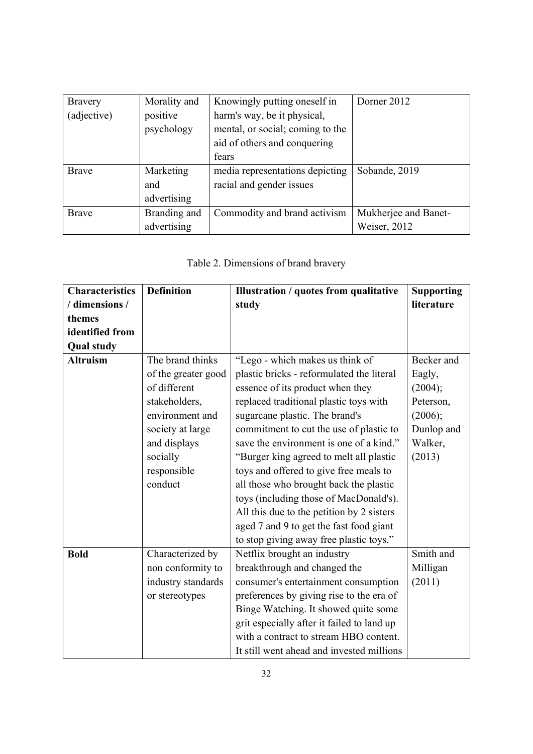| Bravery (adjective) | Morality and positive psychology | Knowingly putting oneself in harm's way, be it physical, mental, or social; coming to the aid of others and conquering fears | Dorner 2012 |
|---|---|---|---|
| Brave | Marketing and advertising | media representations depicting racial and gender issues | Sobande, 2019 |
| Brave | Branding and advertising | Commodity and brand activism | Mukherjee and Banet-Weiser, 2012 |

Table 2. Dimensions of brand bravery

| **Characteristics / dimensions / themes identified from Qual study** | **Definition** | **Illustration / quotes from qualitative study** | **Supporting literature** |
|---|---|---|---|
| **Altruism** | The brand thinks of the greater good of different stakeholders, environment and society at large and displays socially responsible conduct | "Lego - which makes us think of plastic bricks - reformulated the literal essence of its product when they replaced traditional plastic toys with sugarcane plastic. The brand's commitment to cut the use of plastic to save the environment is one of a kind." "Burger king agreed to melt all plastic toys and offered to give free meals to all those who brought back the plastic toys (including those of MacDonald's). All this due to the petition by 2 sisters aged 7 and 9 to get the fast food giant to stop giving away free plastic toys." | Becker and Eagly, (2004); Peterson, (2006); Dunlop and Walker, (2013) |
| **Bold** | Characterized by non conformity to industry standards or stereotypes | Netflix brought an industry breakthrough and changed the consumer's entertainment consumption preferences by giving rise to the era of Binge Watching. It showed quite some grit especially after it failed to land up with a contract to stream HBO content. It still went ahead and invested millions | Smith and Milligan (2011) |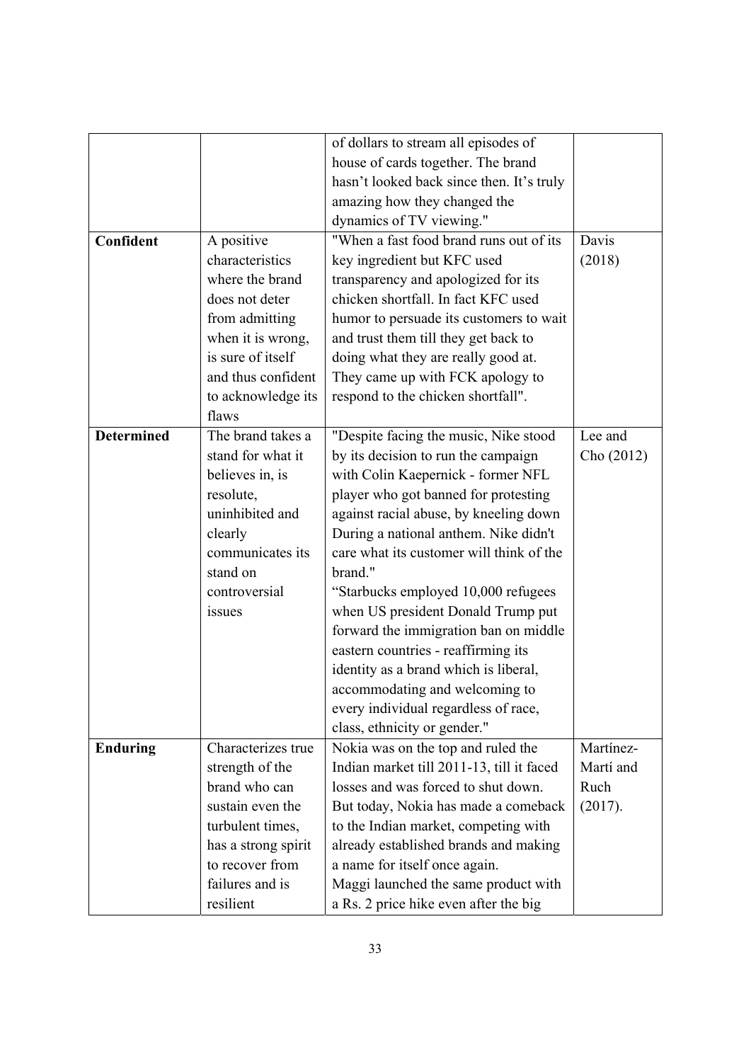|  |  | of dollars to stream all episodes of house of cards together. The brand hasn't looked back since then. It's truly amazing how they changed the dynamics of TV viewing." |  |
|---|---|---|---|
| **Confident** | A positive characteristics where the brand does not deter from admitting when it is wrong, is sure of itself and thus confident to acknowledge its flaws | "When a fast food brand runs out of its key ingredient but KFC used transparency and apologized for its chicken shortfall. In fact KFC used humor to persuade its customers to wait and trust them till they get back to doing what they are really good at. They came up with FCK apology to respond to the chicken shortfall". | Davis (2018) |
| **Determined** | The brand takes a stand for what it believes in, is resolute, uninhibited and clearly communicates its stand on controversial issues | "Despite facing the music, Nike stood by its decision to run the campaign with Colin Kaepernick - former NFL player who got banned for protesting against racial abuse, by kneeling down During a national anthem. Nike didn't care what its customer will think of the brand." "Starbucks employed 10,000 refugees when US president Donald Trump put forward the immigration ban on middle eastern countries - reaffirming its identity as a brand which is liberal, accommodating and welcoming to every individual regardless of race, class, ethnicity or gender." | Lee and Cho (2012) |
| **Enduring** | Characterizes true strength of the brand who can sustain even the turbulent times, has a strong spirit to recover from failures and is resilient | Nokia was on the top and ruled the Indian market till 2011-13, till it faced losses and was forced to shut down. But today, Nokia has made a comeback to the Indian market, competing with already established brands and making a name for itself once again. Maggi launched the same product with a Rs. 2 price hike even after the big | Martínez-Martí and Ruch (2017). |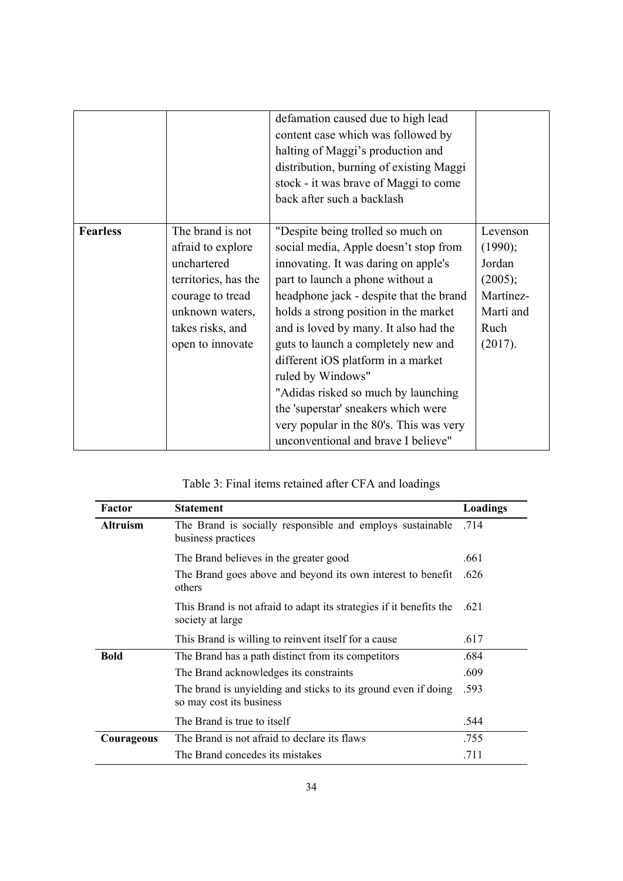|  |  | defamation caused due to high lead content case which was followed by halting of Maggi's production and distribution, burning of existing Maggi stock - it was brave of Maggi to come back after such a backlash |  |
|---|---|---|---|
| **Fearless** | The brand is not afraid to explore unchartered territories, has the courage to tread unknown waters, takes risks, and open to innovate | "Despite being trolled so much on social media, Apple doesn't stop from innovating. It was daring on apple's part to launch a phone without a headphone jack - despite that the brand holds a strong position in the market and is loved by many. It also had the guts to launch a completely new and different iOS platform in a market ruled by Windows"<br>"Adidas risked so much by launching the 'superstar' sneakers which were very popular in the 80's. This was very unconventional and brave I believe" | Levenson (1990); Jordan (2005); Martínez-Martí and Ruch (2017). |

Table 3: Final items retained after CFA and loadings

| Factor | Statement | Loadings |
|---|---|---|
| **Altruism** | The Brand is socially responsible and employs sustainable business practices | .714 |
|  | The Brand believes in the greater good | .661 |
|  | The Brand goes above and beyond its own interest to benefit others | .626 |
|  | This Brand is not afraid to adapt its strategies if it benefits the society at large | .621 |
|  | This Brand is willing to reinvent itself for a cause | .617 |
| **Bold** | The Brand has a path distinct from its competitors | .684 |
|  | The Brand acknowledges its constraints | .609 |
|  | The brand is unyielding and sticks to its ground even if doing so may cost its business | .593 |
|  | The Brand is true to itself | .544 |
| **Courageous** | The Brand is not afraid to declare its flaws | .755 |
|  | The Brand concedes its mistakes | .711 |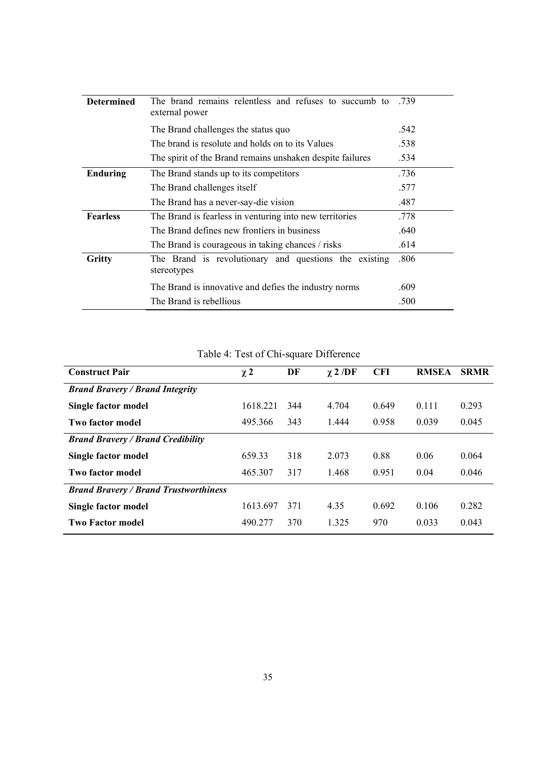| | | |
|---|---|---|
| **Determined** | The brand remains relentless and refuses to succumb to external power | .739 |
| | The Brand challenges the status quo | .542 |
| | The brand is resolute and holds on to its Values | .538 |
| | The spirit of the Brand remains unshaken despite failures | .534 |
| **Enduring** | The Brand stands up to its competitors | .736 |
| | The Brand challenges itself | .577 |
| | The Brand has a never-say-die vision | .487 |
| **Fearless** | The Brand is fearless in venturing into new territories | .778 |
| | The Brand defines new frontiers in business | .640 |
| | The Brand is courageous in taking chances / risks | .614 |
| **Gritty** | The Brand is revolutionary and questions the existing stereotypes | .806 |
| | The Brand is innovative and defies the industry norms | .609 |
| | The Brand is rebellious | .500 |

Table 4: Test of Chi-square Difference

| **Construct Pair** | $\chi 2$ | **DF** | $\chi 2$ **/DF** | **CFI** | **RMSEA** | **SRMR** |
|---|---|---|---|---|---|---|
| ***Brand Bravery / Brand Integrity*** | | | | | | |
| **Single factor model** | 1618.221 | 344 | 4.704 | 0.649 | 0.111 | 0.293 |
| **Two factor model** | 495.366 | 343 | 1.444 | 0.958 | 0.039 | 0.045 |
| ***Brand Bravery / Brand Credibility*** | | | | | | |
| **Single factor model** | 659.33 | 318 | 2.073 | 0.88 | 0.06 | 0.064 |
| **Two factor model** | 465.307 | 317 | 1.468 | 0.951 | 0.04 | 0.046 |
| ***Brand Bravery / Brand Trustworthiness*** | | | | | | |
| **Single factor model** | 1613.697 | 371 | 4.35 | 0.692 | 0.106 | 0.282 |
| **Two Factor model** | 490.277 | 370 | 1.325 | 970 | 0.033 | 0.043 |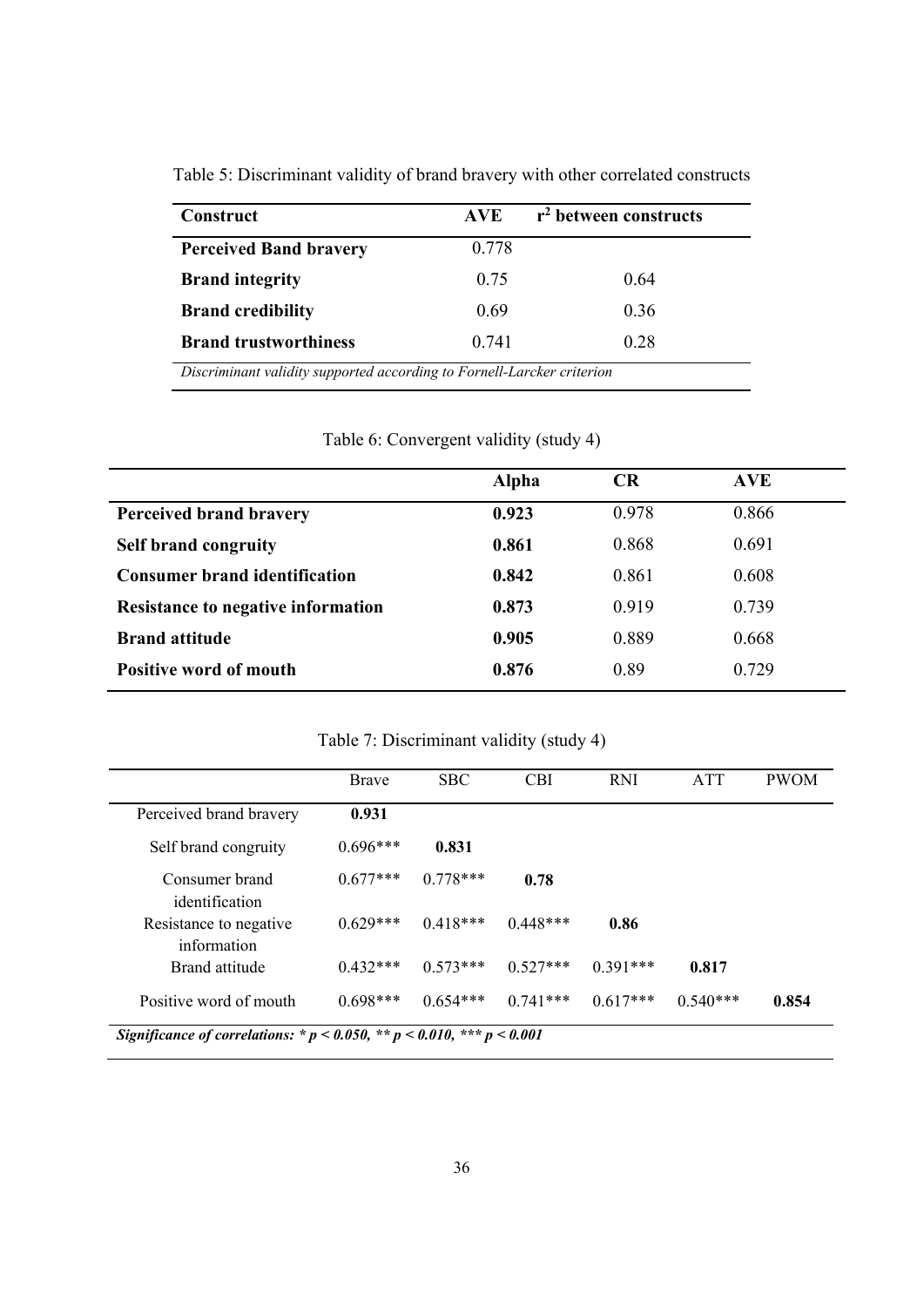Table 5: Discriminant validity of brand bravery with other correlated constructs

| Construct | AVE | $r^2$ between constructs |
|---|---|---|
| **Perceived Band bravery** | 0.778 | |
| **Brand integrity** | 0.75 | 0.64 |
| **Brand credibility** | 0.69 | 0.36 |
| **Brand trustworthiness** | 0.741 | 0.28 |

*Discriminant validity supported according to Fornell-Larcker criterion*

Table 6: Convergent validity (study 4)

| | Alpha | CR | AVE |
|---|---|---|---|
| **Perceived brand bravery** | **0.923** | 0.978 | 0.866 |
| **Self brand congruity** | **0.861** | 0.868 | 0.691 |
| **Consumer brand identification** | **0.842** | 0.861 | 0.608 |
| **Resistance to negative information** | **0.873** | 0.919 | 0.739 |
| **Brand attitude** | **0.905** | 0.889 | 0.668 |
| **Positive word of mouth** | **0.876** | 0.89 | 0.729 |

Table 7: Discriminant validity (study 4)

| | Brave | SBC | CBI | RNI | ATT | PWOM |
|---|---|---|---|---|---|---|
| Perceived brand bravery | **0.931** | | | | | |
| Self brand congruity | 0.696*** | **0.831** | | | | |
| Consumer brand identification | 0.677*** | 0.778*** | **0.78** | | | |
| Resistance to negative information | 0.629*** | 0.418*** | 0.448*** | **0.86** | | |
| Brand attitude | 0.432*** | 0.573*** | 0.527*** | 0.391*** | **0.817** | |
| Positive word of mouth | 0.698*** | 0.654*** | 0.741*** | 0.617*** | 0.540*** | **0.854** |

***Significance of correlations: * $p < 0.050$, ** $p < 0.010$, *** $p < 0.001$***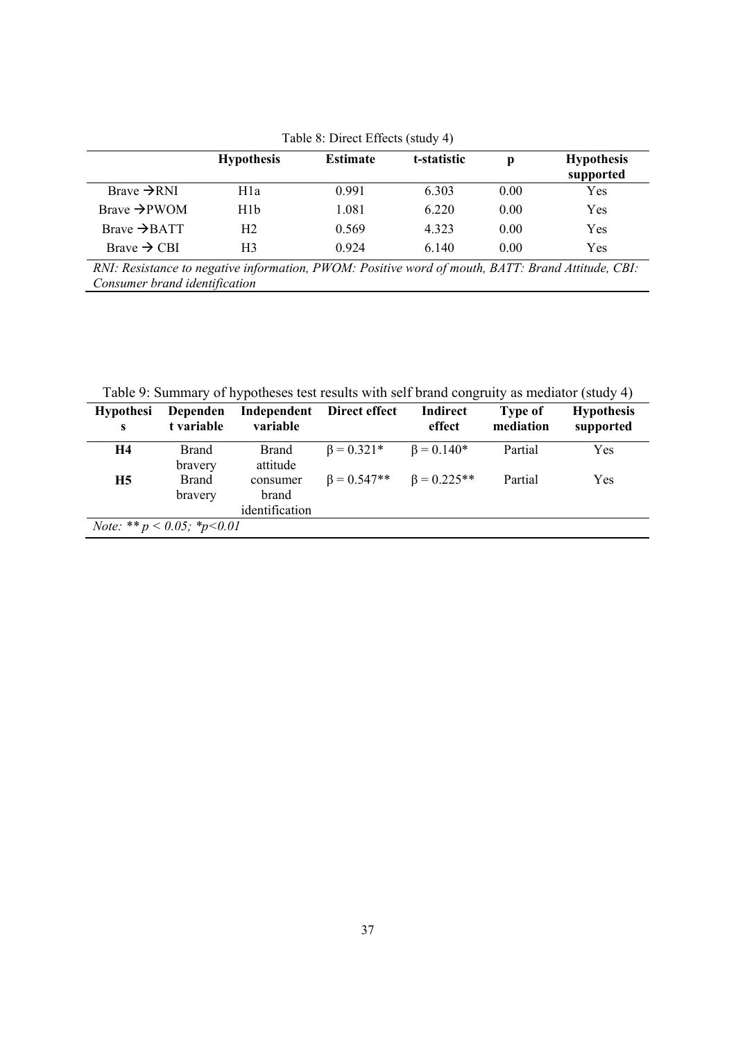Table 8: Direct Effects (study 4)

| | Hypothesis | Estimate | t-statistic | p | Hypothesis supported |
|---|---|---|---|---|---|
| Brave →RNI | H1a | 0.991 | 6.303 | 0.00 | Yes |
| Brave →PWOM | H1b | 1.081 | 6.220 | 0.00 | Yes |
| Brave →BATT | H2 | 0.569 | 4.323 | 0.00 | Yes |
| Brave → CBI | H3 | 0.924 | 6.140 | 0.00 | Yes |

*RNI: Resistance to negative information, PWOM: Positive word of mouth, BATT: Brand Attitude, CBI: Consumer brand identification*

Table 9: Summary of hypotheses test results with self brand congruity as mediator (study 4)

| Hypothesis | Dependent variable | Independent variable | Direct effect | Indirect effect | Type of mediation | Hypothesis supported |
|---|---|---|---|---|---|---|
| **H4** | Brand bravery | Brand attitude | $\beta = 0.321$* | $\beta = 0.140$* | Partial | Yes |
| **H5** | Brand bravery | consumer brand identification | $\beta = 0.547$** | $\beta = 0.225$** | Partial | Yes |

*Note: ** $p < 0.05$; *$p<0.01$*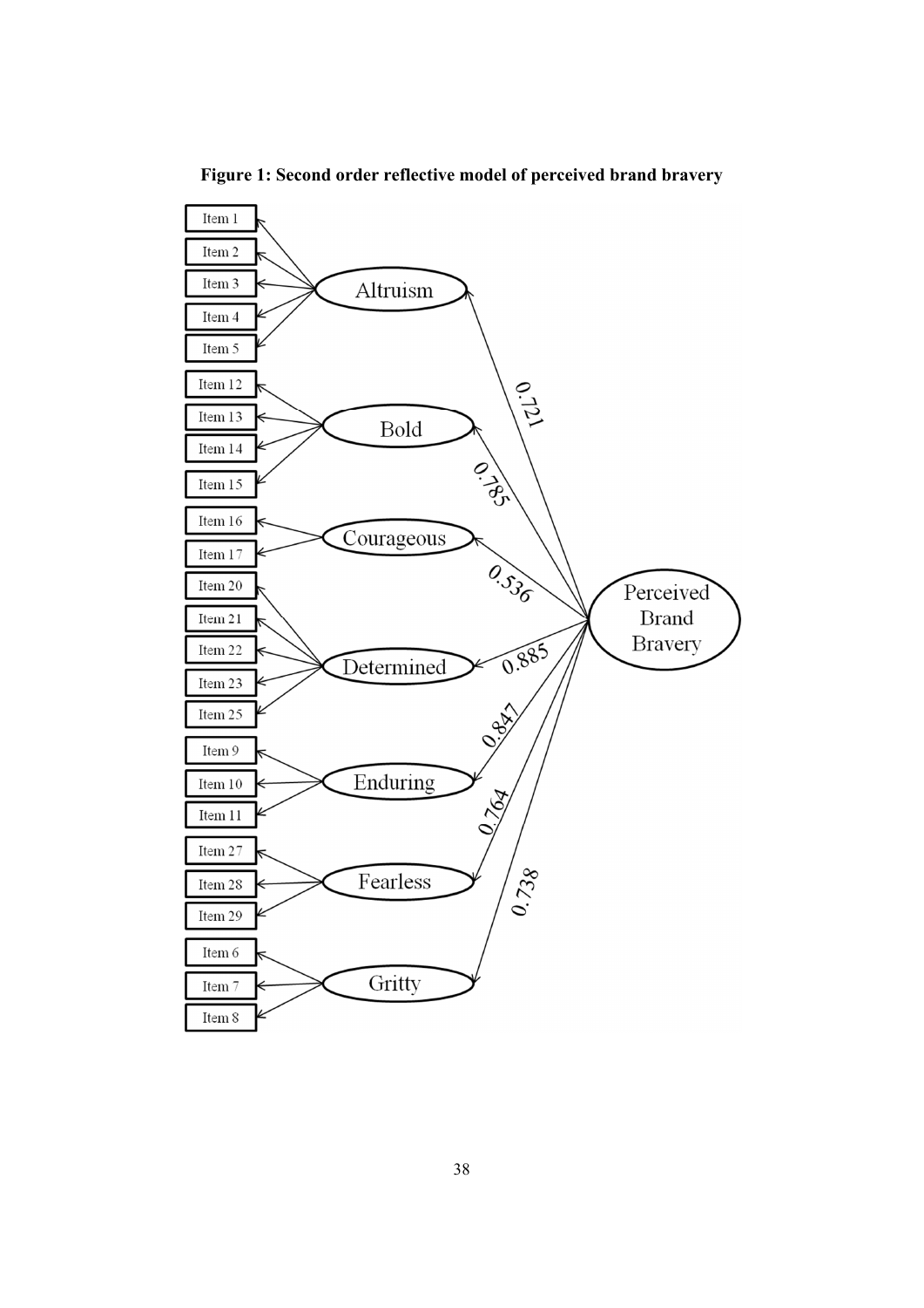**Figure 1: Second order reflective model of perceived brand bravery**

Perceived Brand Bravery

- Altruism (0.721): Item 1, Item 2, Item 3, Item 4, Item 5
- Bold (0.785): Item 12, Item 13, Item 14, Item 15
- Courageous (0.536): Item 16, Item 17
- Determined (0.885): Item 20, Item 21, Item 22, Item 23, Item 25
- Enduring (0.847): Item 9, Item 10, Item 11
- Fearless (0.764): Item 27, Item 28, Item 29
- Gritty (0.738): Item 6, Item 7, Item 8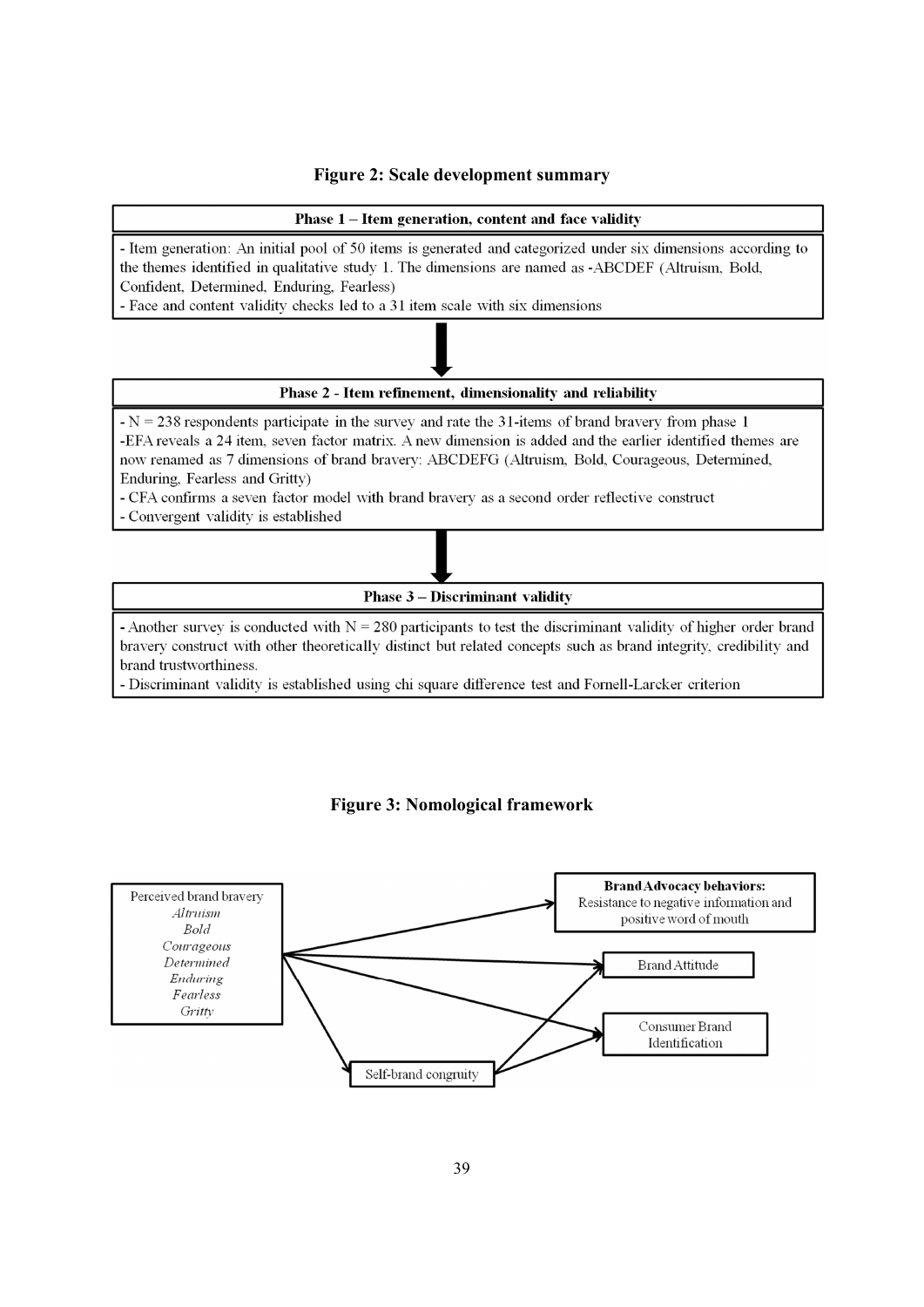**Figure 2: Scale development summary**

**Phase 1 – Item generation, content and face validity**

- Item generation: An initial pool of 50 items is generated and categorized under six dimensions according to the themes identified in qualitative study 1. The dimensions are named as -ABCDEF (Altruism, Bold, Confident, Determined, Enduring, Fearless)
- Face and content validity checks led to a 31 item scale with six dimensions

**Phase 2 - Item refinement, dimensionality and reliability**

- N = 238 respondents participate in the survey and rate the 31-items of brand bravery from phase 1
- EFA reveals a 24 item, seven factor matrix. A new dimension is added and the earlier identified themes are now renamed as 7 dimensions of brand bravery: ABCDEFG (Altruism, Bold, Courageous, Determined, Enduring, Fearless and Gritty)
- CFA confirms a seven factor model with brand bravery as a second order reflective construct
- Convergent validity is established

**Phase 3 – Discriminant validity**

- Another survey is conducted with N = 280 participants to test the discriminant validity of higher order brand bravery construct with other theoretically distinct but related concepts such as brand integrity, credibility and brand trustworthiness.
- Discriminant validity is established using chi square difference test and Fornell-Larcker criterion

**Figure 3: Nomological framework**

Perceived brand bravery: *Altruism*, *Bold*, *Courageous*, *Determined*, *Enduring*, *Fearless*, *Gritty*

**Brand Advocacy behaviors:** Resistance to negative information and positive word of mouth

Brand Attitude

Consumer Brand Identification

Self-brand congruity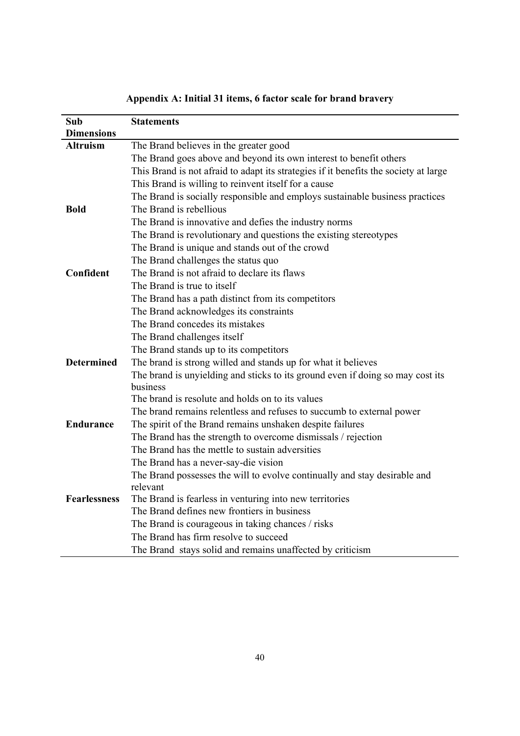**Appendix A: Initial 31 items, 6 factor scale for brand bravery**

| Sub Dimensions | Statements |
|---|---|
| **Altruism** | The Brand believes in the greater good |
| | The Brand goes above and beyond its own interest to benefit others |
| | This Brand is not afraid to adapt its strategies if it benefits the society at large |
| | This Brand is willing to reinvent itself for a cause |
| | The Brand is socially responsible and employs sustainable business practices |
| **Bold** | The Brand is rebellious |
| | The Brand is innovative and defies the industry norms |
| | The Brand is revolutionary and questions the existing stereotypes |
| | The Brand is unique and stands out of the crowd |
| | The Brand challenges the status quo |
| **Confident** | The Brand is not afraid to declare its flaws |
| | The Brand is true to itself |
| | The Brand has a path distinct from its competitors |
| | The Brand acknowledges its constraints |
| | The Brand concedes its mistakes |
| | The Brand challenges itself |
| | The Brand stands up to its competitors |
| **Determined** | The brand is strong willed and stands up for what it believes |
| | The brand is unyielding and sticks to its ground even if doing so may cost its business |
| | The brand is resolute and holds on to its values |
| | The brand remains relentless and refuses to succumb to external power |
| **Endurance** | The spirit of the Brand remains unshaken despite failures |
| | The Brand has the strength to overcome dismissals / rejection |
| | The Brand has the mettle to sustain adversities |
| | The Brand has a never-say-die vision |
| | The Brand possesses the will to evolve continually and stay desirable and relevant |
| **Fearlessness** | The Brand is fearless in venturing into new territories |
| | The Brand defines new frontiers in business |
| | The Brand is courageous in taking chances / risks |
| | The Brand has firm resolve to succeed |
| | The Brand stays solid and remains unaffected by criticism |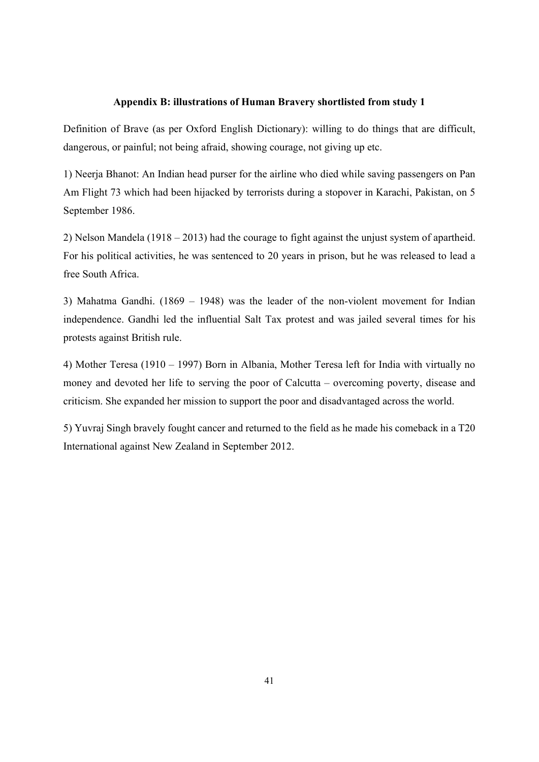## Appendix B: illustrations of Human Bravery shortlisted from study 1

Definition of Brave (as per Oxford English Dictionary): willing to do things that are difficult, dangerous, or painful; not being afraid, showing courage, not giving up etc.

1) Neerja Bhanot: An Indian head purser for the airline who died while saving passengers on Pan Am Flight 73 which had been hijacked by terrorists during a stopover in Karachi, Pakistan, on 5 September 1986.

2) Nelson Mandela (1918 – 2013) had the courage to fight against the unjust system of apartheid. For his political activities, he was sentenced to 20 years in prison, but he was released to lead a free South Africa.

3) Mahatma Gandhi. (1869 – 1948) was the leader of the non-violent movement for Indian independence. Gandhi led the influential Salt Tax protest and was jailed several times for his protests against British rule.

4) Mother Teresa (1910 – 1997) Born in Albania, Mother Teresa left for India with virtually no money and devoted her life to serving the poor of Calcutta – overcoming poverty, disease and criticism. She expanded her mission to support the poor and disadvantaged across the world.

5) Yuvraj Singh bravely fought cancer and returned to the field as he made his comeback in a T20 International against New Zealand in September 2012.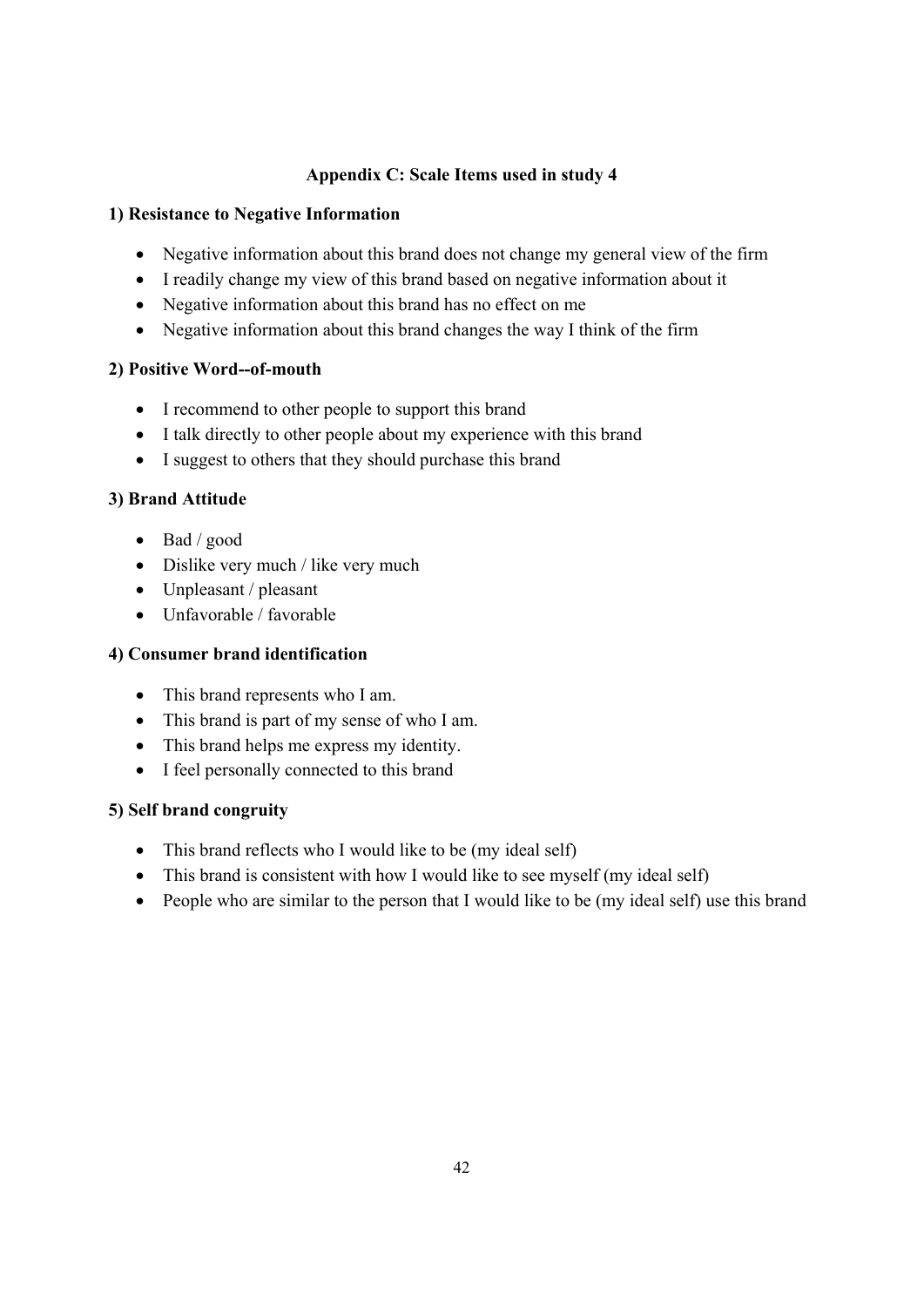## Appendix C: Scale Items used in study 4

### 1) Resistance to Negative Information

- Negative information about this brand does not change my general view of the firm
- I readily change my view of this brand based on negative information about it
- Negative information about this brand has no effect on me
- Negative information about this brand changes the way I think of the firm

### 2) Positive Word--of-mouth

- I recommend to other people to support this brand
- I talk directly to other people about my experience with this brand
- I suggest to others that they should purchase this brand

### 3) Brand Attitude

- Bad / good
- Dislike very much / like very much
- Unpleasant / pleasant
- Unfavorable / favorable

### 4) Consumer brand identification

- This brand represents who I am.
- This brand is part of my sense of who I am.
- This brand helps me express my identity.
- I feel personally connected to this brand

### 5) Self brand congruity

- This brand reflects who I would like to be (my ideal self)
- This brand is consistent with how I would like to see myself (my ideal self)
- People who are similar to the person that I would like to be (my ideal self) use this brand